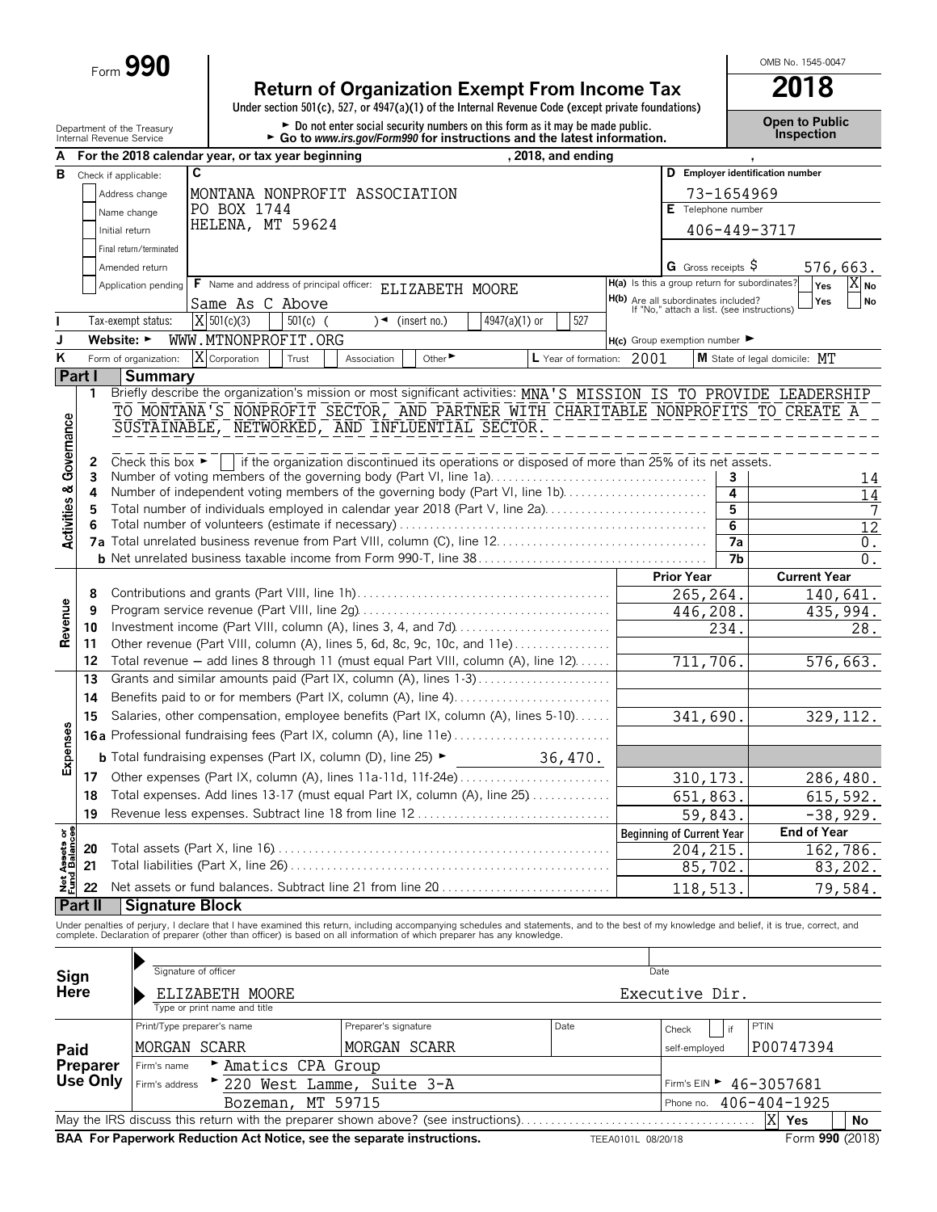Form **990**

# Return of Organization Exempt From Income Tax

**2018**

Under section 501(c), 527, or 4947(a)(1) of the Internal Revenue Code (except private foundations)

► Do not enter social security numbers on this form as it may be made public.
► Go to www.irs.gov/Form990 for instructions and the latest information.

OMB No. 1545-0047

**Open to Public Inspection**

Department of the Treasury
Internal Revenue Service

**A** For the 2018 calendar year, or tax year beginning , 2018, and ending ,

**B** Check if applicable:
- Address change
- Name change
- Initial return
- Final return/terminated
- Amended return
- Application pending

**C** MONTANA NONPROFIT ASSOCIATION
PO BOX 1744
HELENA, MT 59624

**D** Employer identification number: 73-1654969

**E** Telephone number: 406-449-3717

**G** Gross receipts $ 576,663.

**F** Name and address of principal officer: ELIZABETH MOORE
Same As C Above

**H(a)** Is this a group return for subordinates? Yes [ ] No [X]

**H(b)** Are all subordinates included? Yes [ ] No [ ]
If "No," attach a list. (see instructions)

**I** Tax-exempt status: [X] 501(c)(3) [ ] 501(c) ( ) ◄ (insert no.) [ ] 4947(a)(1) or [ ] 527

**J** Website: ► WWW.MTNONPROFIT.ORG

**H(c)** Group exemption number ►

**K** Form of organization: [X] Corporation [ ] Trust [ ] Association [ ] Other ►

**L** Year of formation: 2001

**M** State of legal domicile: MT

## Part I Summary

### Activities & Governance

1 Briefly describe the organization's mission or most significant activities: MNA'S MISSION IS TO PROVIDE LEADERSHIP TO MONTANA'S NONPROFIT SECTOR, AND PARTNER WITH CHARITABLE NONPROFITS TO CREATE A SUSTAINABLE, NETWORKED, AND INFLUENTIAL SECTOR.

2 Check this box ► [ ] if the organization discontinued its operations or disposed of more than 25% of its net assets.

| | | Line | |
|---|---|---|---|
| 3 | Number of voting members of the governing body (Part VI, line 1a) | 3 | 14 |
| 4 | Number of independent voting members of the governing body (Part VI, line 1b) | 4 | 14 |
| 5 | Total number of individuals employed in calendar year 2018 (Part V, line 2a) | 5 | 7 |
| 6 | Total number of volunteers (estimate if necessary) | 6 | 12 |
| 7a | Total unrelated business revenue from Part VIII, column (C), line 12 | 7a | 0. |
| b | Net unrelated business taxable income from Form 990-T, line 38 | 7b | 0. |

### Revenue

| | | Prior Year | Current Year |
|---|---|---|---|
| 8 | Contributions and grants (Part VIII, line 1h) | 265,264. | 140,641. |
| 9 | Program service revenue (Part VIII, line 2g) | 446,208. | 435,994. |
| 10 | Investment income (Part VIII, column (A), lines 3, 4, and 7d) | 234. | 28. |
| 11 | Other revenue (Part VIII, column (A), lines 5, 6d, 8c, 9c, 10c, and 11e) | | |
| 12 | Total revenue — add lines 8 through 11 (must equal Part VIII, column (A), line 12) | 711,706. | 576,663. |

### Expenses

| | | Prior Year | Current Year |
|---|---|---|---|
| 13 | Grants and similar amounts paid (Part IX, column (A), lines 1-3) | | |
| 14 | Benefits paid to or for members (Part IX, column (A), line 4) | | |
| 15 | Salaries, other compensation, employee benefits (Part IX, column (A), lines 5-10) | 341,690. | 329,112. |
| 16a | Professional fundraising fees (Part IX, column (A), line 11e) | | |
| b | Total fundraising expenses (Part IX, column (D), line 25) ► 36,470. | | |
| 17 | Other expenses (Part IX, column (A), lines 11a-11d, 11f-24e) | 310,173. | 286,480. |
| 18 | Total expenses. Add lines 13-17 (must equal Part IX, column (A), line 25) | 651,863. | 615,592. |
| 19 | Revenue less expenses. Subtract line 18 from line 12 | 59,843. | -38,929. |

### Net Assets or Fund Balances

| | | Beginning of Current Year | End of Year |
|---|---|---|---|
| 20 | Total assets (Part X, line 16) | 204,215. | 162,786. |
| 21 | Total liabilities (Part X, line 26) | 85,702. | 83,202. |
| 22 | Net assets or fund balances. Subtract line 21 from line 20 | 118,513. | 79,584. |

## Part II Signature Block

Under penalties of perjury, I declare that I have examined this return, including accompanying schedules and statements, and to the best of my knowledge and belief, it is true, correct, and complete. Declaration of preparer (other than officer) is based on all information of which preparer has any knowledge.

**Sign Here**

Signature of officer — Date

ELIZABETH MOORE — Executive Dir.
Type or print name and title

**Paid Preparer Use Only**

| Print/Type preparer's name | Preparer's signature | Date | Check [ ] if self-employed | PTIN |
|---|---|---|---|---|
| MORGAN SCARR | MORGAN SCARR | | | P00747394 |

Firm's name ► Amatics CPA Group

Firm's address ► 220 West Lamme, Suite 3-A
Bozeman, MT 59715

Firm's EIN ► 46-3057681

Phone no. 406-404-1925

May the IRS discuss this return with the preparer shown above? (see instructions) [X] Yes [ ] No

BAA For Paperwork Reduction Act Notice, see the separate instructions. TEEA0101L 08/20/18 Form 990 (2018)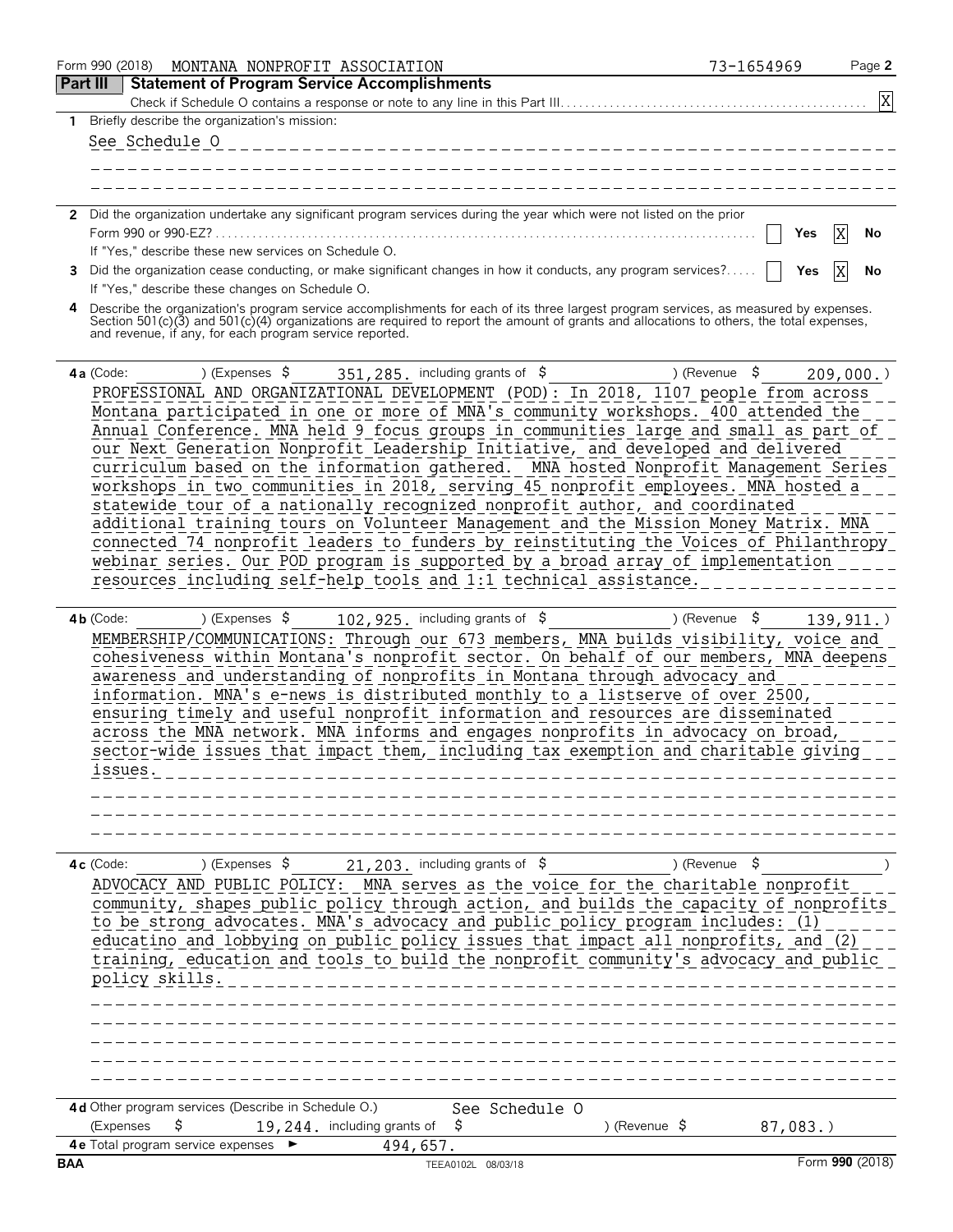Form 990 (2018) MONTANA NONPROFIT ASSOCIATION 73-1654969 Page 2

## Part III Statement of Program Service Accomplishments

Check if Schedule O contains a response or note to any line in this Part III . . . . . . [X]

**1** Briefly describe the organization's mission:

See Schedule O

**2** Did the organization undertake any significant program services during the year which were not listed on the prior Form 990 or 990-EZ? . . . . . . [ ] Yes [X] No

If "Yes," describe these new services on Schedule O.

**3** Did the organization cease conducting, or make significant changes in how it conducts, any program services? . . . . . [ ] Yes [X] No

If "Yes," describe these changes on Schedule O.

**4** Describe the organization's program service accomplishments for each of its three largest program services, as measured by expenses. Section 501(c)(3) and 501(c)(4) organizations are required to report the amount of grants and allocations to others, the total expenses, and revenue, if any, for each program service reported.

**4a** (Code: ) (Expenses $ 351,285. including grants of $ ) (Revenue $ 209,000.)

PROFESSIONAL AND ORGANIZATIONAL DEVELOPMENT (POD): In 2018, 1107 people from across Montana participated in one or more of MNA's community workshops. 400 attended the Annual Conference. MNA held 9 focus groups in communities large and small as part of our Next Generation Nonprofit Leadership Initiative, and developed and delivered curriculum based on the information gathered. MNA hosted Nonprofit Management Series workshops in two communities in 2018, serving 45 nonprofit employees. MNA hosted a statewide tour of a nationally recognized nonprofit author, and coordinated additional training tours on Volunteer Management and the Mission Money Matrix. MNA connected 74 nonprofit leaders to funders by reinstituting the Voices of Philanthropy webinar series. Our POD program is supported by a broad array of implementation resources including self-help tools and 1:1 technical assistance.

**4b** (Code: ) (Expenses $ 102,925. including grants of $ ) (Revenue $ 139,911.)

MEMBERSHIP/COMMUNICATIONS: Through our 673 members, MNA builds visibility, voice and cohesiveness within Montana's nonprofit sector. On behalf of our members, MNA deepens awareness and understanding of nonprofits in Montana through advocacy and information. MNA's e-news is distributed monthly to a listserve of over 2500, ensuring timely and useful nonprofit information and resources are disseminated across the MNA network. MNA informs and engages nonprofits in advocacy on broad, sector-wide issues that impact them, including tax exemption and charitable giving issues.

**4c** (Code: ) (Expenses $ 21,203. including grants of $ ) (Revenue $ )

ADVOCACY AND PUBLIC POLICY: MNA serves as the voice for the charitable nonprofit community, shapes public policy through action, and builds the capacity of nonprofits to be strong advocates. MNA's advocacy and public policy program includes: (1) educatino and lobbying on public policy issues that impact all nonprofits, and (2) training, education and tools to build the nonprofit community's advocacy and public policy skills.

**4d** Other program services (Describe in Schedule O.) See Schedule O

(Expenses $ 19,244. including grants of $ ) (Revenue $ 87,083.)

**4e** Total program service expenses ► 494,657.

BAA TEEA0102L 08/03/18 Form **990** (2018)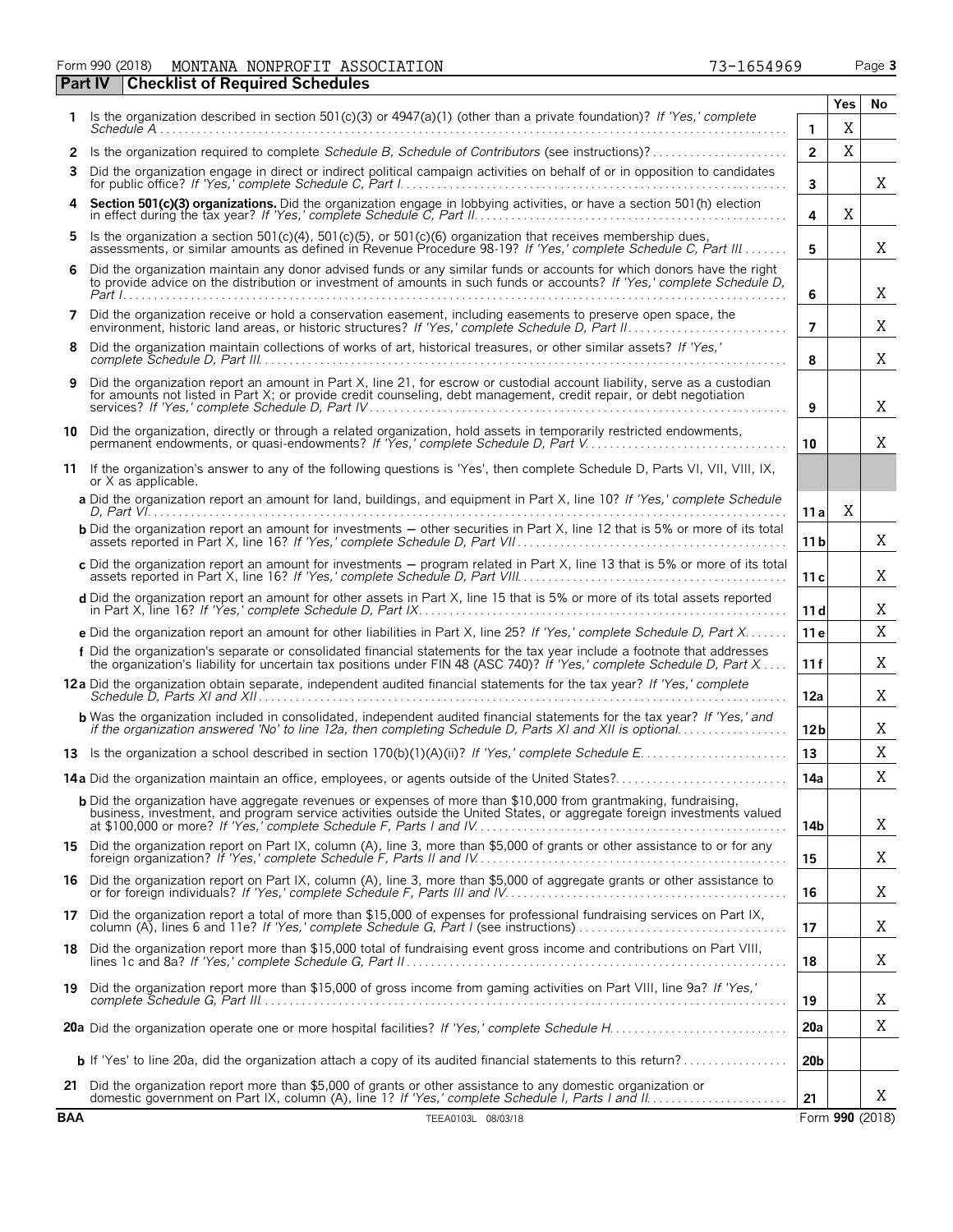Form 990 (2018) MONTANA NONPROFIT ASSOCIATION 73-1654969

**Part IV Checklist of Required Schedules**

| | | | Yes | No |
|---|---|---|---|---|
| 1 | Is the organization described in section 501(c)(3) or 4947(a)(1) (other than a private foundation)? *If 'Yes,' complete Schedule A* | 1 | X | |
| 2 | Is the organization required to complete *Schedule B, Schedule of Contributors* (see instructions)? | 2 | X | |
| 3 | Did the organization engage in direct or indirect political campaign activities on behalf of or in opposition to candidates for public office? *If 'Yes,' complete Schedule C, Part I* | 3 | | X |
| 4 | **Section 501(c)(3) organizations.** Did the organization engage in lobbying activities, or have a section 501(h) election in effect during the tax year? *If 'Yes,' complete Schedule C, Part II* | 4 | X | |
| 5 | Is the organization a section 501(c)(4), 501(c)(5), or 501(c)(6) organization that receives membership dues, assessments, or similar amounts as defined in Revenue Procedure 98-19? *If 'Yes,' complete Schedule C, Part III* | 5 | | X |
| 6 | Did the organization maintain any donor advised funds or any similar funds or accounts for which donors have the right to provide advice on the distribution or investment of amounts in such funds or accounts? *If 'Yes,' complete Schedule D, Part I* | 6 | | X |
| 7 | Did the organization receive or hold a conservation easement, including easements to preserve open space, the environment, historic land areas, or historic structures? *If 'Yes,' complete Schedule D, Part II* | 7 | | X |
| 8 | Did the organization maintain collections of works of art, historical treasures, or other similar assets? *If 'Yes,' complete Schedule D, Part III* | 8 | | X |
| 9 | Did the organization report an amount in Part X, line 21, for escrow or custodial account liability, serve as a custodian for amounts not listed in Part X; or provide credit counseling, debt management, credit repair, or debt negotiation services? *If 'Yes,' complete Schedule D, Part IV* | 9 | | X |
| 10 | Did the organization, directly or through a related organization, hold assets in temporarily restricted endowments, permanent endowments, or quasi-endowments? *If 'Yes,' complete Schedule D, Part V* | 10 | | X |
| 11 | If the organization's answer to any of the following questions is 'Yes', then complete Schedule D, Parts VI, VII, VIII, IX, or X as applicable. | | | |
| | **a** Did the organization report an amount for land, buildings, and equipment in Part X, line 10? *If 'Yes,' complete Schedule D, Part VI* | 11a | X | |
| | **b** Did the organization report an amount for investments — other securities in Part X, line 12 that is 5% or more of its total assets reported in Part X, line 16? *If 'Yes,' complete Schedule D, Part VII* | 11b | | X |
| | **c** Did the organization report an amount for investments — program related in Part X, line 13 that is 5% or more of its total assets reported in Part X, line 16? *If 'Yes,' complete Schedule D, Part VIII* | 11c | | X |
| | **d** Did the organization report an amount for other assets in Part X, line 15 that is 5% or more of its total assets reported in Part X, line 16? *If 'Yes,' complete Schedule D, Part IX* | 11d | | X |
| | **e** Did the organization report an amount for other liabilities in Part X, line 25? *If 'Yes,' complete Schedule D, Part X* | 11e | | X |
| | **f** Did the organization's separate or consolidated financial statements for the tax year include a footnote that addresses the organization's liability for uncertain tax positions under FIN 48 (ASC 740)? *If 'Yes,' complete Schedule D, Part X* | 11f | | X |
| 12a | Did the organization obtain separate, independent audited financial statements for the tax year? *If 'Yes,' complete Schedule D, Parts XI and XII* | 12a | | X |
| | **b** Was the organization included in consolidated, independent audited financial statements for the tax year? *If 'Yes,' and if the organization answered 'No' to line 12a, then completing Schedule D, Parts XI and XII is optional* | 12b | | X |
| 13 | Is the organization a school described in section 170(b)(1)(A)(ii)? *If 'Yes,' complete Schedule E* | 13 | | X |
| 14a | Did the organization maintain an office, employees, or agents outside of the United States? | 14a | | X |
| | **b** Did the organization have aggregate revenues or expenses of more than $10,000 from grantmaking, fundraising, business, investment, and program service activities outside the United States, or aggregate foreign investments valued at $100,000 or more? *If 'Yes,' complete Schedule F, Parts I and IV* | 14b | | X |
| 15 | Did the organization report on Part IX, column (A), line 3, more than $5,000 of grants or other assistance to or for any foreign organization? *If 'Yes,' complete Schedule F, Parts II and IV* | 15 | | X |
| 16 | Did the organization report on Part IX, column (A), line 3, more than $5,000 of aggregate grants or other assistance to or for foreign individuals? *If 'Yes,' complete Schedule F, Parts III and IV* | 16 | | X |
| 17 | Did the organization report a total of more than $15,000 of expenses for professional fundraising services on Part IX, column (A), lines 6 and 11e? *If 'Yes,' complete Schedule G, Part I* (see instructions) | 17 | | X |
| 18 | Did the organization report more than $15,000 total of fundraising event gross income and contributions on Part VIII, lines 1c and 8a? *If 'Yes,' complete Schedule G, Part II* | 18 | | X |
| 19 | Did the organization report more than $15,000 of gross income from gaming activities on Part VIII, line 9a? *If 'Yes,' complete Schedule G, Part III* | 19 | | X |
| 20a | Did the organization operate one or more hospital facilities? *If 'Yes,' complete Schedule H* | 20a | | X |
| | **b** If 'Yes' to line 20a, did the organization attach a copy of its audited financial statements to this return? | 20b | | |
| 21 | Did the organization report more than $5,000 of grants or other assistance to any domestic organization or domestic government on Part IX, column (A), line 1? *If 'Yes,' complete Schedule I, Parts I and II* | 21 | | X |

BAA TEEA0103L 08/03/18 Form **990** (2018)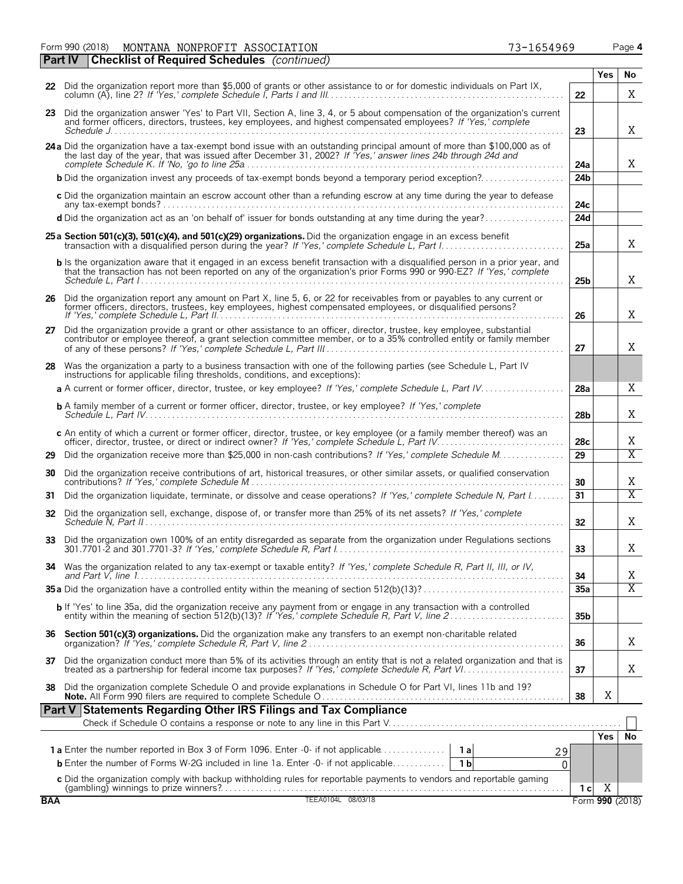Form 990 (2018) MONTANA NONPROFIT ASSOCIATION 73-1654969

## Part IV Checklist of Required Schedules *(continued)*

| | | | Yes | No |
|---|---|---|---|---|
| 22 | Did the organization report more than $5,000 of grants or other assistance to or for domestic individuals on Part IX, column (A), line 2? *If 'Yes,' complete Schedule I, Parts I and III* | 22 | | X |
| 23 | Did the organization answer 'Yes' to Part VII, Section A, line 3, 4, or 5 about compensation of the organization's current and former officers, directors, trustees, key employees, and highest compensated employees? *If 'Yes,' complete Schedule J* | 23 | | X |
| 24a | Did the organization have a tax-exempt bond issue with an outstanding principal amount of more than $100,000 as of the last day of the year, that was issued after December 31, 2002? *If 'Yes,' answer lines 24b through 24d and complete Schedule K. If 'No,' go to line 25a* | 24a | | X |
| b | Did the organization invest any proceeds of tax-exempt bonds beyond a temporary period exception? | 24b | | |
| c | Did the organization maintain an escrow account other than a refunding escrow at any time during the year to defease any tax-exempt bonds? | 24c | | |
| d | Did the organization act as an 'on behalf of' issuer for bonds outstanding at any time during the year? | 24d | | |
| 25a | **Section 501(c)(3), 501(c)(4), and 501(c)(29) organizations.** Did the organization engage in an excess benefit transaction with a disqualified person during the year? *If 'Yes,' complete Schedule L, Part I* | 25a | | X |
| b | Is the organization aware that it engaged in an excess benefit transaction with a disqualified person in a prior year, and that the transaction has not been reported on any of the organization's prior Forms 990 or 990-EZ? *If 'Yes,' complete Schedule L, Part I* | 25b | | X |
| 26 | Did the organization report any amount on Part X, line 5, 6, or 22 for receivables from or payables to any current or former officers, directors, trustees, key employees, highest compensated employees, or disqualified persons? *If 'Yes,' complete Schedule L, Part II* | 26 | | X |
| 27 | Did the organization provide a grant or other assistance to an officer, director, trustee, key employee, substantial contributor or employee thereof, a grant selection committee member, or to a 35% controlled entity or family member of any of these persons? *If 'Yes,' complete Schedule L, Part III* | 27 | | X |
| 28 | Was the organization a party to a business transaction with one of the following parties (see Schedule L, Part IV instructions for applicable filing thresholds, conditions, and exceptions): | | | |
| a | A current or former officer, director, trustee, or key employee? *If 'Yes,' complete Schedule L, Part IV* | 28a | | X |
| b | A family member of a current or former officer, director, trustee, or key employee? *If 'Yes,' complete Schedule L, Part IV* | 28b | | X |
| c | An entity of which a current or former officer, director, trustee, or key employee (or a family member thereof) was an officer, director, trustee, or direct or indirect owner? *If 'Yes,' complete Schedule L, Part IV* | 28c | | X |
| 29 | Did the organization receive more than $25,000 in non-cash contributions? *If 'Yes,' complete Schedule M* | 29 | | X |
| 30 | Did the organization receive contributions of art, historical treasures, or other similar assets, or qualified conservation contributions? *If 'Yes,' complete Schedule M* | 30 | | X |
| 31 | Did the organization liquidate, terminate, or dissolve and cease operations? *If 'Yes,' complete Schedule N, Part I* | 31 | | X |
| 32 | Did the organization sell, exchange, dispose of, or transfer more than 25% of its net assets? *If 'Yes,' complete Schedule N, Part II* | 32 | | X |
| 33 | Did the organization own 100% of an entity disregarded as separate from the organization under Regulations sections 301.7701-2 and 301.7701-3? *If 'Yes,' complete Schedule R, Part I* | 33 | | X |
| 34 | Was the organization related to any tax-exempt or taxable entity? *If 'Yes,' complete Schedule R, Part II, III, or IV, and Part V, line 1* | 34 | | X |
| 35a | Did the organization have a controlled entity within the meaning of section 512(b)(13)? | 35a | | X |
| b | If 'Yes' to line 35a, did the organization receive any payment from or engage in any transaction with a controlled entity within the meaning of section 512(b)(13)? *If 'Yes,' complete Schedule R, Part V, line 2* | 35b | | |
| 36 | **Section 501(c)(3) organizations.** Did the organization make any transfers to an exempt non-charitable related organization? *If 'Yes,' complete Schedule R, Part V, line 2* | 36 | | X |
| 37 | Did the organization conduct more than 5% of its activities through an entity that is not a related organization and that is treated as a partnership for federal income tax purposes? *If 'Yes,' complete Schedule R, Part VI* | 37 | | X |
| 38 | Did the organization complete Schedule O and provide explanations in Schedule O for Part VI, lines 11b and 19? **Note.** All Form 990 filers are required to complete Schedule O | 38 | X | |

## Part V Statements Regarding Other IRS Filings and Tax Compliance

Check if Schedule O contains a response or note to any line in this Part V ☐

| | | | | | Yes | No |
|---|---|---|---|---|---|---|
| 1a | Enter the number reported in Box 3 of Form 1096. Enter -0- if not applicable | 1a | 29 | | | |
| b | Enter the number of Forms W-2G included in line 1a. Enter -0- if not applicable | 1b | 0 | | | |
| c | Did the organization comply with backup withholding rules for reportable payments to vendors and reportable gaming (gambling) winnings to prize winners? | | | 1c | X | |

BAA TEEA0104L 08/03/18 Form **990** (2018)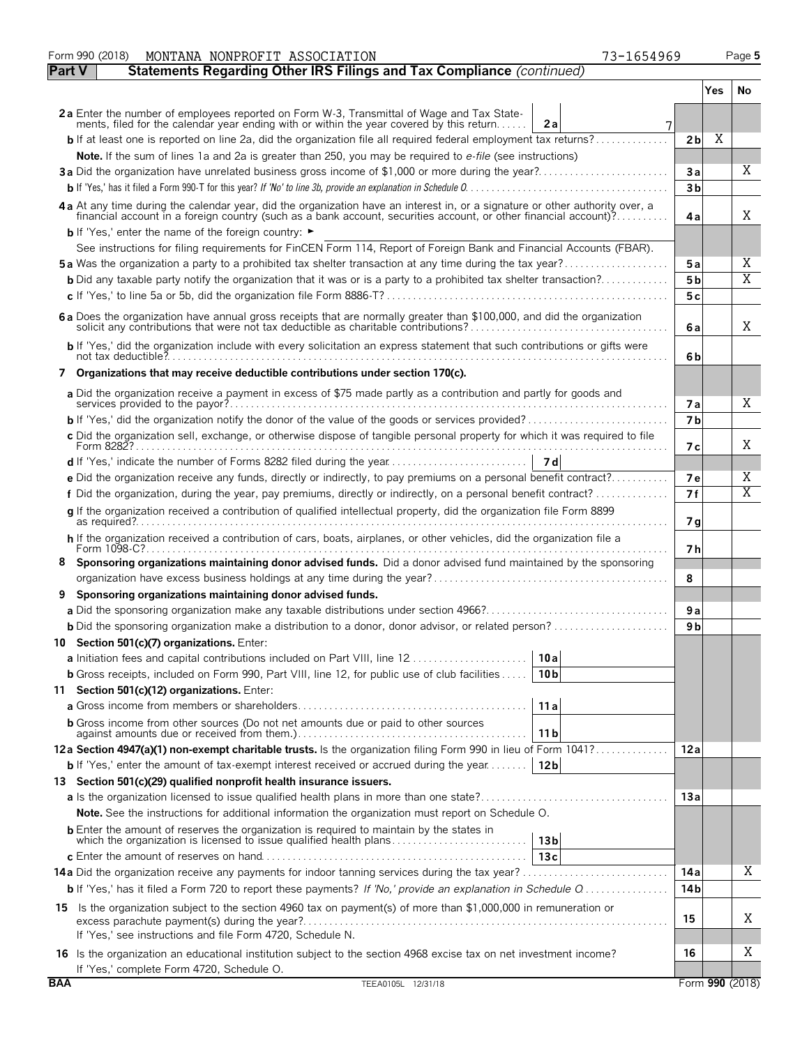Form 990 (2018) MONTANA NONPROFIT ASSOCIATION 73-1654969

## Part V Statements Regarding Other IRS Filings and Tax Compliance *(continued)*

| | | | Yes | No |
|---|---|---|---|---|
| **2a** Enter the number of employees reported on Form W-3, Transmittal of Wage and Tax Statements, filed for the calendar year ending with or within the year covered by this return | 2a | 7 | | |
| **b** If at least one is reported on line 2a, did the organization file all required federal employment tax returns? | | 2b | X | |
| **Note.** If the sum of lines 1a and 2a is greater than 250, you may be required to *e-file* (see instructions) | | | | |
| **3a** Did the organization have unrelated business gross income of $1,000 or more during the year? | | 3a | | X |
| **b** If 'Yes,' has it filed a Form 990-T for this year? *If 'No' to line 3b, provide an explanation in Schedule O* | | 3b | | |
| **4a** At any time during the calendar year, did the organization have an interest in, or a signature or other authority over, a financial account in a foreign country (such as a bank account, securities account, or other financial account)? | | 4a | | X |
| **b** If 'Yes,' enter the name of the foreign country: ► | | | | |
| See instructions for filing requirements for FinCEN Form 114, Report of Foreign Bank and Financial Accounts (FBAR). | | | | |
| **5a** Was the organization a party to a prohibited tax shelter transaction at any time during the tax year? | | 5a | | X |
| **b** Did any taxable party notify the organization that it was or is a party to a prohibited tax shelter transaction? | | 5b | | X |
| **c** If 'Yes,' to line 5a or 5b, did the organization file Form 8886-T? | | 5c | | |
| **6a** Does the organization have annual gross receipts that are normally greater than $100,000, and did the organization solicit any contributions that were not tax deductible as charitable contributions? | | 6a | | X |
| **b** If 'Yes,' did the organization include with every solicitation an express statement that such contributions or gifts were not tax deductible? | | 6b | | |
| **7 Organizations that may receive deductible contributions under section 170(c).** | | | | |
| **a** Did the organization receive a payment in excess of $75 made partly as a contribution and partly for goods and services provided to the payor? | | 7a | | X |
| **b** If 'Yes,' did the organization notify the donor of the value of the goods or services provided? | | 7b | | |
| **c** Did the organization sell, exchange, or otherwise dispose of tangible personal property for which it was required to file Form 8282? | | 7c | | X |
| **d** If 'Yes,' indicate the number of Forms 8282 filed during the year | 7d | | | |
| **e** Did the organization receive any funds, directly or indirectly, to pay premiums on a personal benefit contract? | | 7e | | X |
| **f** Did the organization, during the year, pay premiums, directly or indirectly, on a personal benefit contract? | | 7f | | X |
| **g** If the organization received a contribution of qualified intellectual property, did the organization file Form 8899 as required? | | 7g | | |
| **h** If the organization received a contribution of cars, boats, airplanes, or other vehicles, did the organization file a Form 1098-C? | | 7h | | |
| **8 Sponsoring organizations maintaining donor advised funds.** Did a donor advised fund maintained by the sponsoring organization have excess business holdings at any time during the year? | | 8 | | |
| **9 Sponsoring organizations maintaining donor advised funds.** | | | | |
| **a** Did the sponsoring organization make any taxable distributions under section 4966? | | 9a | | |
| **b** Did the sponsoring organization make a distribution to a donor, donor advisor, or related person? | | 9b | | |
| **10 Section 501(c)(7) organizations.** Enter: | | | | |
| **a** Initiation fees and capital contributions included on Part VIII, line 12 | 10a | | | |
| **b** Gross receipts, included on Form 990, Part VIII, line 12, for public use of club facilities | 10b | | | |
| **11 Section 501(c)(12) organizations.** Enter: | | | | |
| **a** Gross income from members or shareholders | 11a | | | |
| **b** Gross income from other sources (Do not net amounts due or paid to other sources against amounts due or received from them.) | 11b | | | |
| **12a Section 4947(a)(1) non-exempt charitable trusts.** Is the organization filing Form 990 in lieu of Form 1041? | | 12a | | |
| **b** If 'Yes,' enter the amount of tax-exempt interest received or accrued during the year | 12b | | | |
| **13 Section 501(c)(29) qualified nonprofit health insurance issuers.** | | | | |
| **a** Is the organization licensed to issue qualified health plans in more than one state? | | 13a | | |
| **Note.** See the instructions for additional information the organization must report on Schedule O. | | | | |
| **b** Enter the amount of reserves the organization is required to maintain by the states in which the organization is licensed to issue qualified health plans | 13b | | | |
| **c** Enter the amount of reserves on hand | 13c | | | |
| **14a** Did the organization receive any payments for indoor tanning services during the tax year? | | 14a | | X |
| **b** If 'Yes,' has it filed a Form 720 to report these payments? *If 'No,' provide an explanation in Schedule O* | | 14b | | |
| **15** Is the organization subject to the section 4960 tax on payment(s) of more than $1,000,000 in remuneration or excess parachute payment(s) during the year? If 'Yes,' see instructions and file Form 4720, Schedule N. | | 15 | | X |
| **16** Is the organization an educational institution subject to the section 4968 excise tax on net investment income? If 'Yes,' complete Form 4720, Schedule O. | | 16 | | X |

BAA TEEA0105L 12/31/18 Form **990** (2018)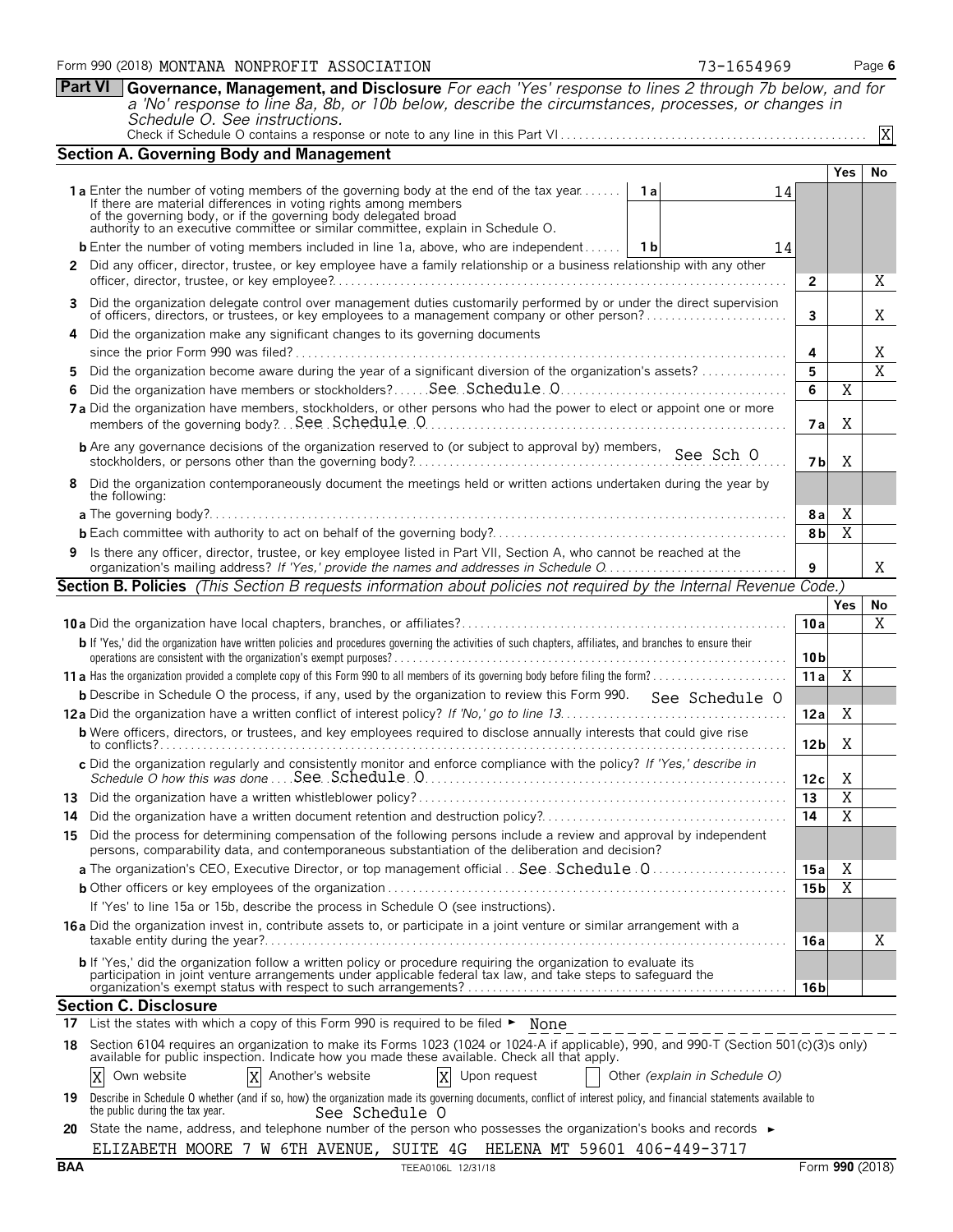Form 990 (2018) MONTANA NONPROFIT ASSOCIATION 73-1654969

**Part VI** **Governance, Management, and Disclosure** *For each 'Yes' response to lines 2 through 7b below, and for a 'No' response to line 8a, 8b, or 10b below, describe the circumstances, processes, or changes in Schedule O. See instructions.*

Check if Schedule O contains a response or note to any line in this Part VI . . . X

## Section A. Governing Body and Management

| | | | Yes | No |
|---|---|---|---|---|
| **1a** Enter the number of voting members of the governing body at the end of the tax year. If there are material differences in voting rights among members of the governing body, or if the governing body delegated broad authority to an executive committee or similar committee, explain in Schedule O. | 1a: 14 | | | |
| **b** Enter the number of voting members included in line 1a, above, who are independent | 1b: 14 | | | |
| **2** Did any officer, director, trustee, or key employee have a family relationship or a business relationship with any other officer, director, trustee, or key employee? | | 2 | | X |
| **3** Did the organization delegate control over management duties customarily performed by or under the direct supervision of officers, directors, or trustees, or key employees to a management company or other person? | | 3 | | X |
| **4** Did the organization make any significant changes to its governing documents since the prior Form 990 was filed? | | 4 | | X |
| **5** Did the organization become aware during the year of a significant diversion of the organization's assets? | | 5 | | X |
| **6** Did the organization have members or stockholders? See Schedule O | | 6 | X | |
| **7a** Did the organization have members, stockholders, or other persons who had the power to elect or appoint one or more members of the governing body? See Schedule O | | 7a | X | |
| **b** Are any governance decisions of the organization reserved to (or subject to approval by) members, stockholders, or persons other than the governing body? See Sch O | | 7b | X | |
| **8** Did the organization contemporaneously document the meetings held or written actions undertaken during the year by the following: | | | | |
| **a** The governing body? | | 8a | X | |
| **b** Each committee with authority to act on behalf of the governing body? | | 8b | X | |
| **9** Is there any officer, director, trustee, or key employee listed in Part VII, Section A, who cannot be reached at the organization's mailing address? *If 'Yes,' provide the names and addresses in Schedule O* | | 9 | | X |

## Section B. Policies *(This Section B requests information about policies not required by the Internal Revenue Code.)*

| | | Yes | No |
|---|---|---|---|
| **10a** Did the organization have local chapters, branches, or affiliates? | 10a | | X |
| **b** If 'Yes,' did the organization have written policies and procedures governing the activities of such chapters, affiliates, and branches to ensure their operations are consistent with the organization's exempt purposes? | 10b | | |
| **11a** Has the organization provided a complete copy of this Form 990 to all members of its governing body before filing the form? | 11a | X | |
| **b** Describe in Schedule O the process, if any, used by the organization to review this Form 990. See Schedule O | | | |
| **12a** Did the organization have a written conflict of interest policy? *If 'No,' go to line 13* | 12a | X | |
| **b** Were officers, directors, or trustees, and key employees required to disclose annually interests that could give rise to conflicts? | 12b | X | |
| **c** Did the organization regularly and consistently monitor and enforce compliance with the policy? *If 'Yes,' describe in Schedule O how this was done* See Schedule O | 12c | X | |
| **13** Did the organization have a written whistleblower policy? | 13 | X | |
| **14** Did the organization have a written document retention and destruction policy? | 14 | X | |
| **15** Did the process for determining compensation of the following persons include a review and approval by independent persons, comparability data, and contemporaneous substantiation of the deliberation and decision? | | | |
| **a** The organization's CEO, Executive Director, or top management official See Schedule O | 15a | X | |
| **b** Other officers or key employees of the organization | 15b | X | |
| If 'Yes' to line 15a or 15b, describe the process in Schedule O (see instructions). | | | |
| **16a** Did the organization invest in, contribute assets to, or participate in a joint venture or similar arrangement with a taxable entity during the year? | 16a | | X |
| **b** If 'Yes,' did the organization follow a written policy or procedure requiring the organization to evaluate its participation in joint venture arrangements under applicable federal tax law, and take steps to safeguard the organization's exempt status with respect to such arrangements? | 16b | | |

## Section C. Disclosure

**17** List the states with which a copy of this Form 990 is required to be filed ► None

**18** Section 6104 requires an organization to make its Forms 1023 (1024 or 1024-A if applicable), 990, and 990-T (Section 501(c)(3)s only) available for public inspection. Indicate how you made these available. Check all that apply.

[X] Own website [X] Another's website [X] Upon request [ ] Other *(explain in Schedule O)*

**19** Describe in Schedule O whether (and if so, how) the organization made its governing documents, conflict of interest policy, and financial statements available to the public during the tax year. See Schedule O

**20** State the name, address, and telephone number of the person who possesses the organization's books and records ►

ELIZABETH MOORE 7 W 6TH AVENUE, SUITE 4G HELENA MT 59601 406-449-3717

BAA TEEA0106L 12/31/18 Form **990** (2018)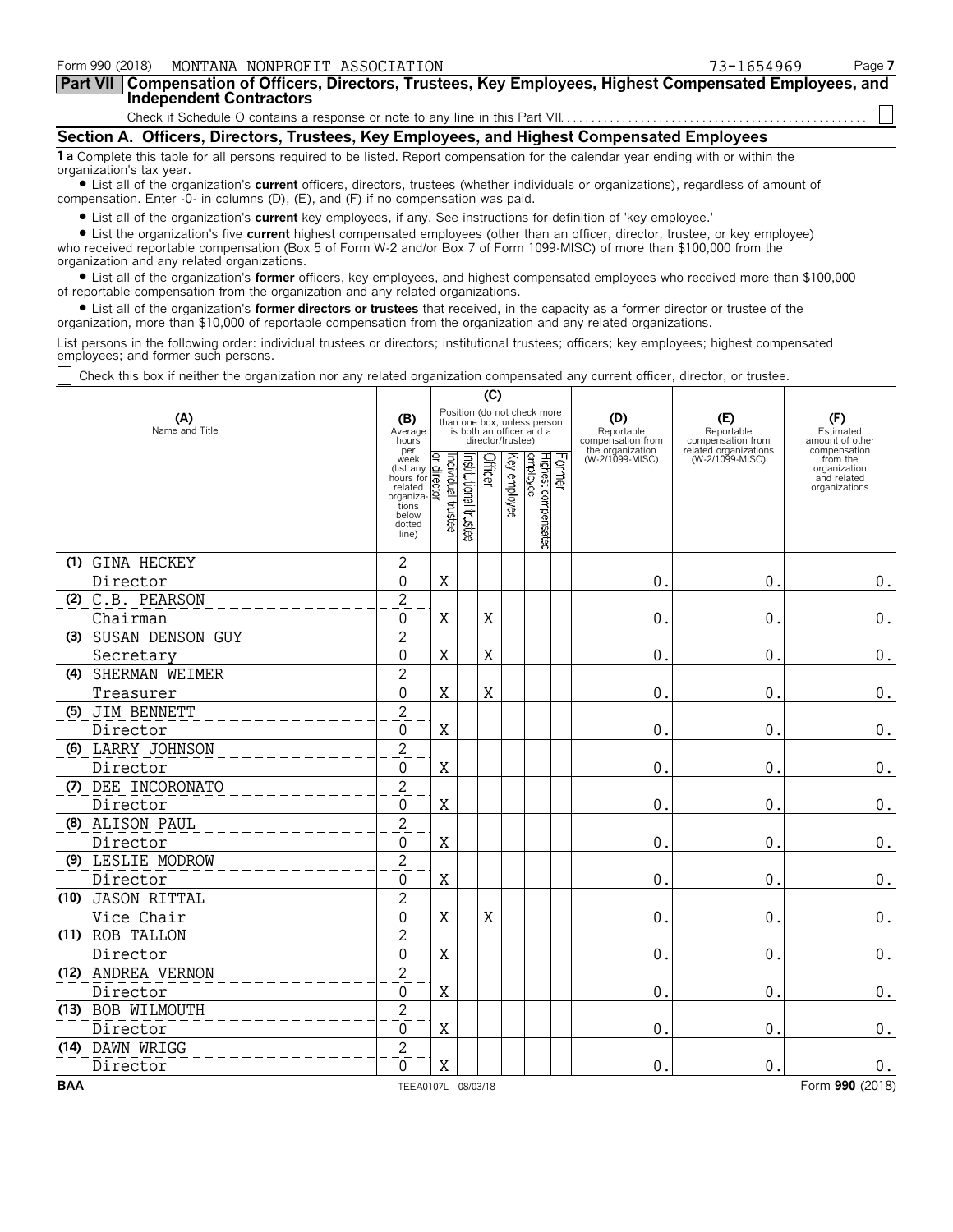Form 990 (2018) MONTANA NONPROFIT ASSOCIATION 73-1654969 Page **7**

## Part VII Compensation of Officers, Directors, Trustees, Key Employees, Highest Compensated Employees, and Independent Contractors

Check if Schedule O contains a response or note to any line in this Part VII. . . . . . . . . . . . . . . . . . . . . . . . . . . . . . . . . . . . . . . . . . . . . . . . . ☐

### Section A. Officers, Directors, Trustees, Key Employees, and Highest Compensated Employees

**1 a** Complete this table for all persons required to be listed. Report compensation for the calendar year ending with or within the organization's tax year.

- List all of the organization's **current** officers, directors, trustees (whether individuals or organizations), regardless of amount of compensation. Enter -0- in columns (D), (E), and (F) if no compensation was paid.
- List all of the organization's **current** key employees, if any. See instructions for definition of 'key employee.'
- List the organization's five **current** highest compensated employees (other than an officer, director, trustee, or key employee) who received reportable compensation (Box 5 of Form W-2 and/or Box 7 of Form 1099-MISC) of more than $100,000 from the organization and any related organizations.
- List all of the organization's **former** officers, key employees, and highest compensated employees who received more than $100,000 of reportable compensation from the organization and any related organizations.
- List all of the organization's **former directors or trustees** that received, in the capacity as a former director or trustee of the organization, more than $10,000 of reportable compensation from the organization and any related organizations.

List persons in the following order: individual trustees or directors; institutional trustees; officers; key employees; highest compensated employees; and former such persons.

☐ Check this box if neither the organization nor any related organization compensated any current officer, director, or trustee.

| (A) Name and Title | (B) Average hours per week (list any hours for related organizations below dotted line) | (C) Position: Individual trustee or director | Institutional trustee | Officer | Key employee | Highest compensated employee | Former | (D) Reportable compensation from the organization (W-2/1099-MISC) | (E) Reportable compensation from related organizations (W-2/1099-MISC) | (F) Estimated amount of other compensation from the organization and related organizations |
|---|---|---|---|---|---|---|---|---|---|---|
| (1) GINA HECKEY<br>Director | 2<br>0 | X | | | | | | 0. | 0. | 0. |
| (2) C.B. PEARSON<br>Chairman | 2<br>0 | X | | X | | | | 0. | 0. | 0. |
| (3) SUSAN DENSON GUY<br>Secretary | 2<br>0 | X | | X | | | | 0. | 0. | 0. |
| (4) SHERMAN WEIMER<br>Treasurer | 2<br>0 | X | | X | | | | 0. | 0. | 0. |
| (5) JIM BENNETT<br>Director | 2<br>0 | X | | | | | | 0. | 0. | 0. |
| (6) LARRY JOHNSON<br>Director | 2<br>0 | X | | | | | | 0. | 0. | 0. |
| (7) DEE INCORONATO<br>Director | 2<br>0 | X | | | | | | 0. | 0. | 0. |
| (8) ALISON PAUL<br>Director | 2<br>0 | X | | | | | | 0. | 0. | 0. |
| (9) LESLIE MODROW<br>Director | 2<br>0 | X | | | | | | 0. | 0. | 0. |
| (10) JASON RITTAL<br>Vice Chair | 2<br>0 | X | | X | | | | 0. | 0. | 0. |
| (11) ROB TALLON<br>Director | 2<br>0 | X | | | | | | 0. | 0. | 0. |
| (12) ANDREA VERNON<br>Director | 2<br>0 | X | | | | | | 0. | 0. | 0. |
| (13) BOB WILMOUTH<br>Director | 2<br>0 | X | | | | | | 0. | 0. | 0. |
| (14) DAWN WRIGG<br>Director | 2<br>0 | X | | | | | | 0. | 0. | 0. |

BAA TEEA0107L 08/03/18 Form **990** (2018)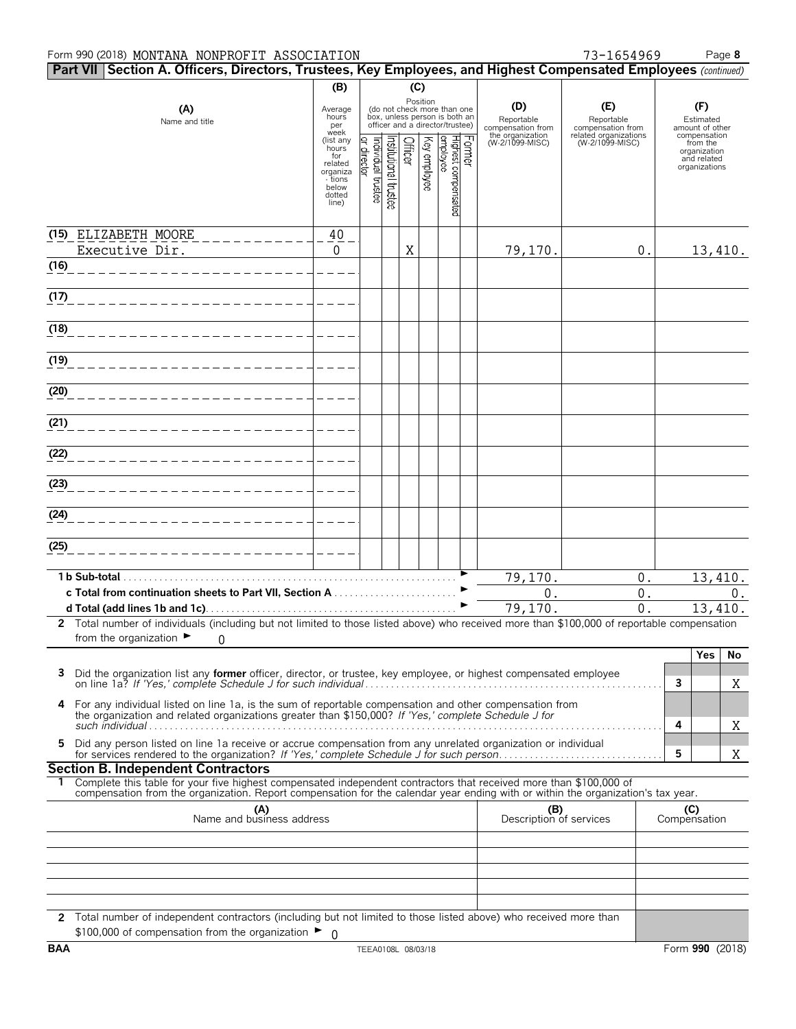Form 990 (2018) MONTANA NONPROFIT ASSOCIATION 73-1654969 Page **8**

**Part VII Section A. Officers, Directors, Trustees, Key Employees, and Highest Compensated Employees** *(continued)*

| (A) Name and title | (B) Average hours per week (list any hours for related organizations below dotted line) | (C) Position: Individual trustee or director | Institutional trustee | Officer | Key employee | Highest compensated employee | Former | (D) Reportable compensation from the organization (W-2/1099-MISC) | (E) Reportable compensation from related organizations (W-2/1099-MISC) | (F) Estimated amount of other compensation from the organization and related organizations |
|---|---|---|---|---|---|---|---|---|---|---|
| (15) ELIZABETH MOORE<br>Executive Dir. | 40<br>0 | | | X | | | | 79,170. | 0. | 13,410. |
| (16) | | | | | | | | | | |
| (17) | | | | | | | | | | |
| (18) | | | | | | | | | | |
| (19) | | | | | | | | | | |
| (20) | | | | | | | | | | |
| (21) | | | | | | | | | | |
| (22) | | | | | | | | | | |
| (23) | | | | | | | | | | |
| (24) | | | | | | | | | | |
| (25) | | | | | | | | | | |
| **1b Sub-total** | | | | | | | | 79,170. | 0. | 13,410. |
| **c Total from continuation sheets to Part VII, Section A** | | | | | | | | 0. | 0. | 0. |
| **d Total (add lines 1b and 1c)** | | | | | | | | 79,170. | 0. | 13,410. |

**2** Total number of individuals (including but not limited to those listed above) who received more than $100,000 of reportable compensation from the organization ► 0

| | | | Yes | No |
|---|---|---|---|---|
| **3** | Did the organization list any **former** officer, director, or trustee, key employee, or highest compensated employee on line 1a? *If 'Yes,' complete Schedule J for such individual* | 3 | | X |
| **4** | For any individual listed on line 1a, is the sum of reportable compensation and other compensation from the organization and related organizations greater than $150,000? *If 'Yes,' complete Schedule J for such individual* | 4 | | X |
| **5** | Did any person listed on line 1a receive or accrue compensation from any unrelated organization or individual for services rendered to the organization? *If 'Yes,' complete Schedule J for such person* | 5 | | X |

**Section B. Independent Contractors**

**1** Complete this table for your five highest compensated independent contractors that received more than $100,000 of compensation from the organization. Report compensation for the calendar year ending with or within the organization's tax year.

| (A) Name and business address | (B) Description of services | (C) Compensation |
|---|---|---|
| | | |
| | | |
| | | |
| | | |
| | | |

**2** Total number of independent contractors (including but not limited to those listed above) who received more than $100,000 of compensation from the organization ► 0

BAA TEEA0108L 08/03/18 Form **990** (2018)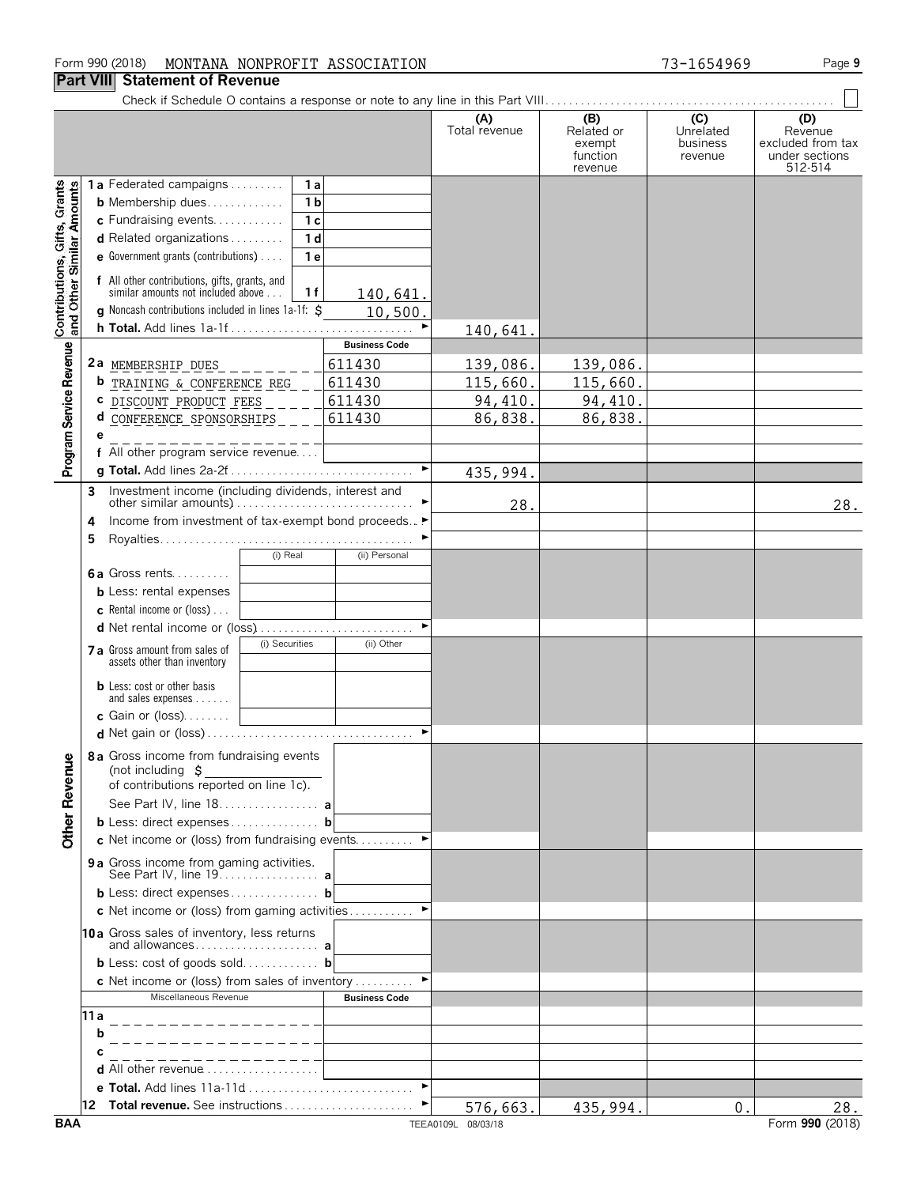Form 990 (2018) MONTANA NONPROFIT ASSOCIATION 73-1654969 Page 9

## Part VIII Statement of Revenue

Check if Schedule O contains a response or note to any line in this Part VIII. . . . . . . . . . . . . . . . . . . . . . . . . . . . . . . . . . . . . . . . . . . . . . . . .

| | | | (A) Total revenue | (B) Related or exempt function revenue | (C) Unrelated business revenue | (D) Revenue excluded from tax under sections 512-514 |
|---|---|---|---|---|---|---|
| **Contributions, Gifts, Grants and Other Similar Amounts** | | | | | | |
| 1a Federated campaigns | 1a | | | | | |
| b Membership dues | 1b | | | | | |
| c Fundraising events | 1c | | | | | |
| d Related organizations | 1d | | | | | |
| e Government grants (contributions) | 1e | | | | | |
| f All other contributions, gifts, grants, and similar amounts not included above | 1f | 140,641. | | | | |
| g Noncash contributions included in lines 1a-1f: $ | | 10,500. | | | | |
| h **Total.** Add lines 1a-1f | | | 140,641. | | | |
| **Program Service Revenue** | | Business Code | | | | |
| 2a MEMBERSHIP DUES | | 611430 | 139,086. | 139,086. | | |
| b TRAINING & CONFERENCE REG | | 611430 | 115,660. | 115,660. | | |
| c DISCOUNT PRODUCT FEES | | 611430 | 94,410. | 94,410. | | |
| d CONFERENCE SPONSORSHIPS | | 611430 | 86,838. | 86,838. | | |
| e | | | | | | |
| f All other program service revenue | | | | | | |
| g **Total.** Add lines 2a-2f | | | 435,994. | | | |
| **Other Revenue** | | | | | | |
| 3 Investment income (including dividends, interest and other similar amounts) | | | 28. | | | 28. |
| 4 Income from investment of tax-exempt bond proceeds | | | | | | |
| 5 Royalties | | | | | | |
| | (i) Real | (ii) Personal | | | | |
| 6a Gross rents | | | | | | |
| b Less: rental expenses | | | | | | |
| c Rental income or (loss) | | | | | | |
| d Net rental income or (loss) | | | | | | |
| | (i) Securities | (ii) Other | | | | |
| 7a Gross amount from sales of assets other than inventory | | | | | | |
| b Less: cost or other basis and sales expenses | | | | | | |
| c Gain or (loss) | | | | | | |
| d Net gain or (loss) | | | | | | |
| 8a Gross income from fundraising events (not including $ of contributions reported on line 1c). See Part IV, line 18 | a | | | | | |
| b Less: direct expenses | b | | | | | |
| c Net income or (loss) from fundraising events | | | | | | |
| 9a Gross income from gaming activities. See Part IV, line 19 | a | | | | | |
| b Less: direct expenses | b | | | | | |
| c Net income or (loss) from gaming activities | | | | | | |
| 10a Gross sales of inventory, less returns and allowances | a | | | | | |
| b Less: cost of goods sold | b | | | | | |
| c Net income or (loss) from sales of inventory | | | | | | |
| Miscellaneous Revenue | | Business Code | | | | |
| 11a | | | | | | |
| b | | | | | | |
| c | | | | | | |
| d All other revenue | | | | | | |
| e **Total.** Add lines 11a-11d | | | | | | |
| 12 **Total revenue.** See instructions | | | 576,663. | 435,994. | 0. | 28. |

BAA TEEA0109L 08/03/18 Form **990** (2018)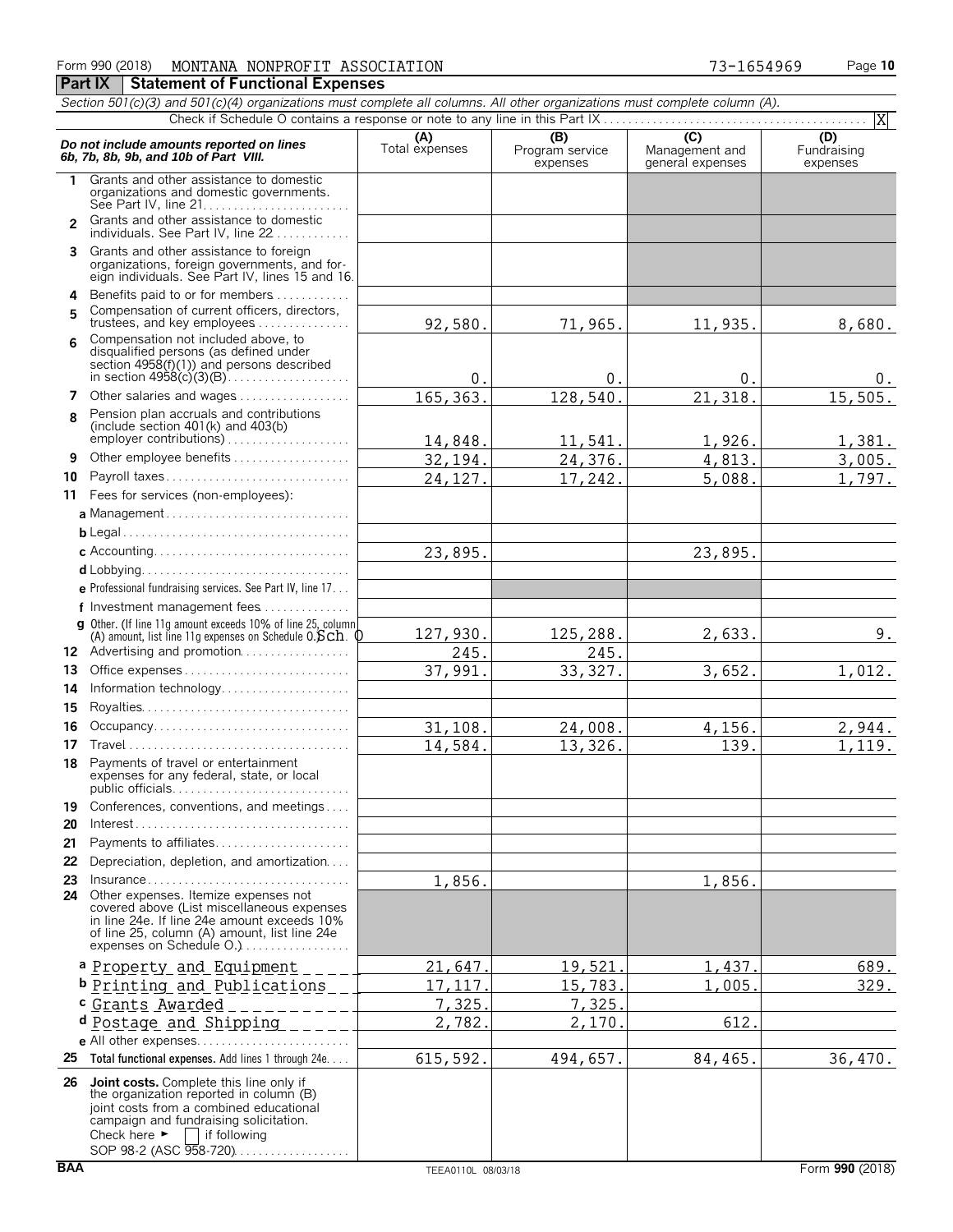Form 990 (2018) MONTANA NONPROFIT ASSOCIATION 73-1654969

## Part IX Statement of Functional Expenses

*Section 501(c)(3) and 501(c)(4) organizations must complete all columns. All other organizations must complete column (A).*

Check if Schedule O contains a response or note to any line in this Part IX . . . [X]

| *Do not include amounts reported on lines 6b, 7b, 8b, 9b, and 10b of Part VIII.* | (A) Total expenses | (B) Program service expenses | (C) Management and general expenses | (D) Fundraising expenses |
|---|---|---|---|---|
| 1 Grants and other assistance to domestic organizations and domestic governments. See Part IV, line 21 | | | | |
| 2 Grants and other assistance to domestic individuals. See Part IV, line 22 | | | | |
| 3 Grants and other assistance to foreign organizations, foreign governments, and foreign individuals. See Part IV, lines 15 and 16 | | | | |
| 4 Benefits paid to or for members | | | | |
| 5 Compensation of current officers, directors, trustees, and key employees | 92,580. | 71,965. | 11,935. | 8,680. |
| 6 Compensation not included above, to disqualified persons (as defined under section 4958(f)(1)) and persons described in section 4958(c)(3)(B) | 0. | 0. | 0. | 0. |
| 7 Other salaries and wages | 165,363. | 128,540. | 21,318. | 15,505. |
| 8 Pension plan accruals and contributions (include section 401(k) and 403(b) employer contributions) | 14,848. | 11,541. | 1,926. | 1,381. |
| 9 Other employee benefits | 32,194. | 24,376. | 4,813. | 3,005. |
| 10 Payroll taxes | 24,127. | 17,242. | 5,088. | 1,797. |
| 11 Fees for services (non-employees): | | | | |
| a Management | | | | |
| b Legal | | | | |
| c Accounting | 23,895. | | 23,895. | |
| d Lobbying | | | | |
| e Professional fundraising services. See Part IV, line 17 | | | | |
| f Investment management fees | | | | |
| g Other. (If line 11g amount exceeds 10% of line 25, column (A) amount, list line 11g expenses on Schedule O.) Sch. O | 127,930. | 125,288. | 2,633. | 9. |
| 12 Advertising and promotion | 245. | 245. | | |
| 13 Office expenses | 37,991. | 33,327. | 3,652. | 1,012. |
| 14 Information technology | | | | |
| 15 Royalties | | | | |
| 16 Occupancy | 31,108. | 24,008. | 4,156. | 2,944. |
| 17 Travel | 14,584. | 13,326. | 139. | 1,119. |
| 18 Payments of travel or entertainment expenses for any federal, state, or local public officials | | | | |
| 19 Conferences, conventions, and meetings | | | | |
| 20 Interest | | | | |
| 21 Payments to affiliates | | | | |
| 22 Depreciation, depletion, and amortization | | | | |
| 23 Insurance | 1,856. | | 1,856. | |
| 24 Other expenses. Itemize expenses not covered above (List miscellaneous expenses in line 24e. If line 24e amount exceeds 10% of line 25, column (A) amount, list line 24e expenses on Schedule O.) | | | | |
| a Property and Equipment | 21,647. | 19,521. | 1,437. | 689. |
| b Printing and Publications | 17,117. | 15,783. | 1,005. | 329. |
| c Grants Awarded | 7,325. | 7,325. | | |
| d Postage and Shipping | 2,782. | 2,170. | 612. | |
| e All other expenses | | | | |
| 25 Total functional expenses. Add lines 1 through 24e | 615,592. | 494,657. | 84,465. | 36,470. |
| 26 **Joint costs.** Complete this line only if the organization reported in column (B) joint costs from a combined educational campaign and fundraising solicitation. Check here ► [ ] if following SOP 98-2 (ASC 958-720) | | | | |

BAA TEEA0110L 08/03/18 Form **990** (2018)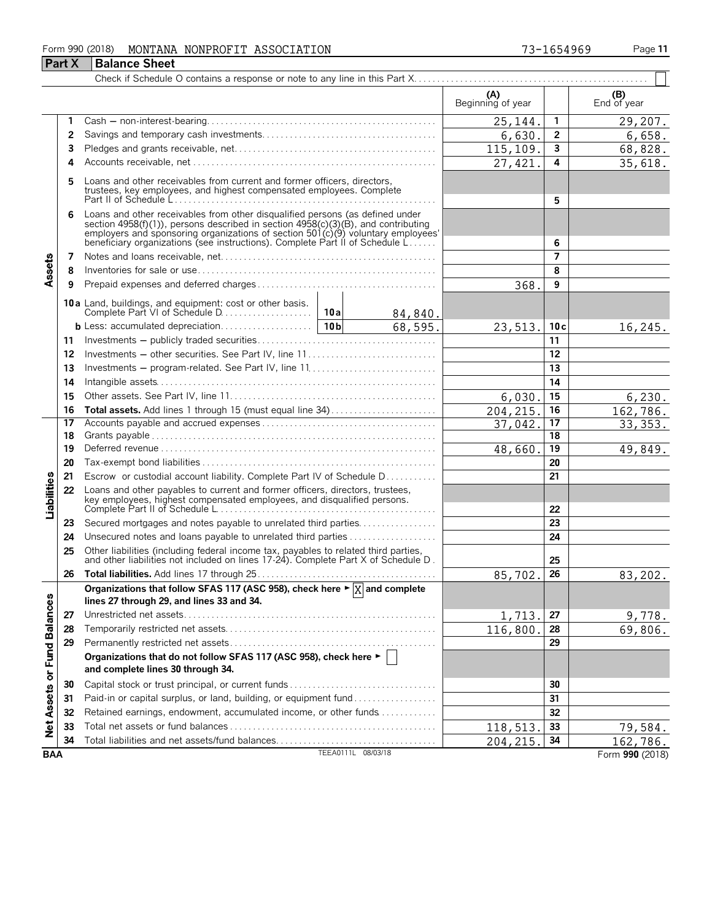Form 990 (2018) MONTANA NONPROFIT ASSOCIATION 73-1654969

## Part X Balance Sheet

Check if Schedule O contains a response or note to any line in this Part X . . . ☐

| | | | (A) Beginning of year | | (B) End of year |
|---|---|---|---|---|---|
| **Assets** | 1 | Cash — non-interest-bearing | 25,144. | 1 | 29,207. |
| | 2 | Savings and temporary cash investments | 6,630. | 2 | 6,658. |
| | 3 | Pledges and grants receivable, net | 115,109. | 3 | 68,828. |
| | 4 | Accounts receivable, net | 27,421. | 4 | 35,618. |
| | 5 | Loans and other receivables from current and former officers, directors, trustees, key employees, and highest compensated employees. Complete Part II of Schedule L | | 5 | |
| | 6 | Loans and other receivables from other disqualified persons (as defined under section 4958(f)(1)), persons described in section 4958(c)(3)(B), and contributing employers and sponsoring organizations of section 501(c)(9) voluntary employees' beneficiary organizations (see instructions). Complete Part II of Schedule L | | 6 | |
| | 7 | Notes and loans receivable, net | | 7 | |
| | 8 | Inventories for sale or use | | 8 | |
| | 9 | Prepaid expenses and deferred charges | 368. | 9 | |
| | 10a | Land, buildings, and equipment: cost or other basis. Complete Part VI of Schedule D — 10a: 84,840. | | | |
| | b | Less: accumulated depreciation — 10b: 68,595. | 23,513. | 10c | 16,245. |
| | 11 | Investments — publicly traded securities | | 11 | |
| | 12 | Investments — other securities. See Part IV, line 11 | | 12 | |
| | 13 | Investments — program-related. See Part IV, line 11 | | 13 | |
| | 14 | Intangible assets | | 14 | |
| | 15 | Other assets. See Part IV, line 11 | 6,030. | 15 | 6,230. |
| | 16 | **Total assets.** Add lines 1 through 15 (must equal line 34) | 204,215. | 16 | 162,786. |
| **Liabilities** | 17 | Accounts payable and accrued expenses | 37,042. | 17 | 33,353. |
| | 18 | Grants payable | | 18 | |
| | 19 | Deferred revenue | 48,660. | 19 | 49,849. |
| | 20 | Tax-exempt bond liabilities | | 20 | |
| | 21 | Escrow or custodial account liability. Complete Part IV of Schedule D | | 21 | |
| | 22 | Loans and other payables to current and former officers, directors, trustees, key employees, highest compensated employees, and disqualified persons. Complete Part II of Schedule L | | 22 | |
| | 23 | Secured mortgages and notes payable to unrelated third parties | | 23 | |
| | 24 | Unsecured notes and loans payable to unrelated third parties | | 24 | |
| | 25 | Other liabilities (including federal income tax, payables to related third parties, and other liabilities not included on lines 17-24). Complete Part X of Schedule D | | 25 | |
| | 26 | **Total liabilities.** Add lines 17 through 25 | 85,702. | 26 | 83,202. |
| **Net Assets or Fund Balances** | | **Organizations that follow SFAS 117 (ASC 958), check here ► ☒ and complete lines 27 through 29, and lines 33 and 34.** | | | |
| | 27 | Unrestricted net assets | 1,713. | 27 | 9,778. |
| | 28 | Temporarily restricted net assets | 116,800. | 28 | 69,806. |
| | 29 | Permanently restricted net assets | | 29 | |
| | | **Organizations that do not follow SFAS 117 (ASC 958), check here ► ☐ and complete lines 30 through 34.** | | | |
| | 30 | Capital stock or trust principal, or current funds | | 30 | |
| | 31 | Paid-in or capital surplus, or land, building, or equipment fund | | 31 | |
| | 32 | Retained earnings, endowment, accumulated income, or other funds | | 32 | |
| | 33 | Total net assets or fund balances | 118,513. | 33 | 79,584. |
| | 34 | Total liabilities and net assets/fund balances | 204,215. | 34 | 162,786. |

BAA TEEA0111L 08/03/18 Form **990** (2018)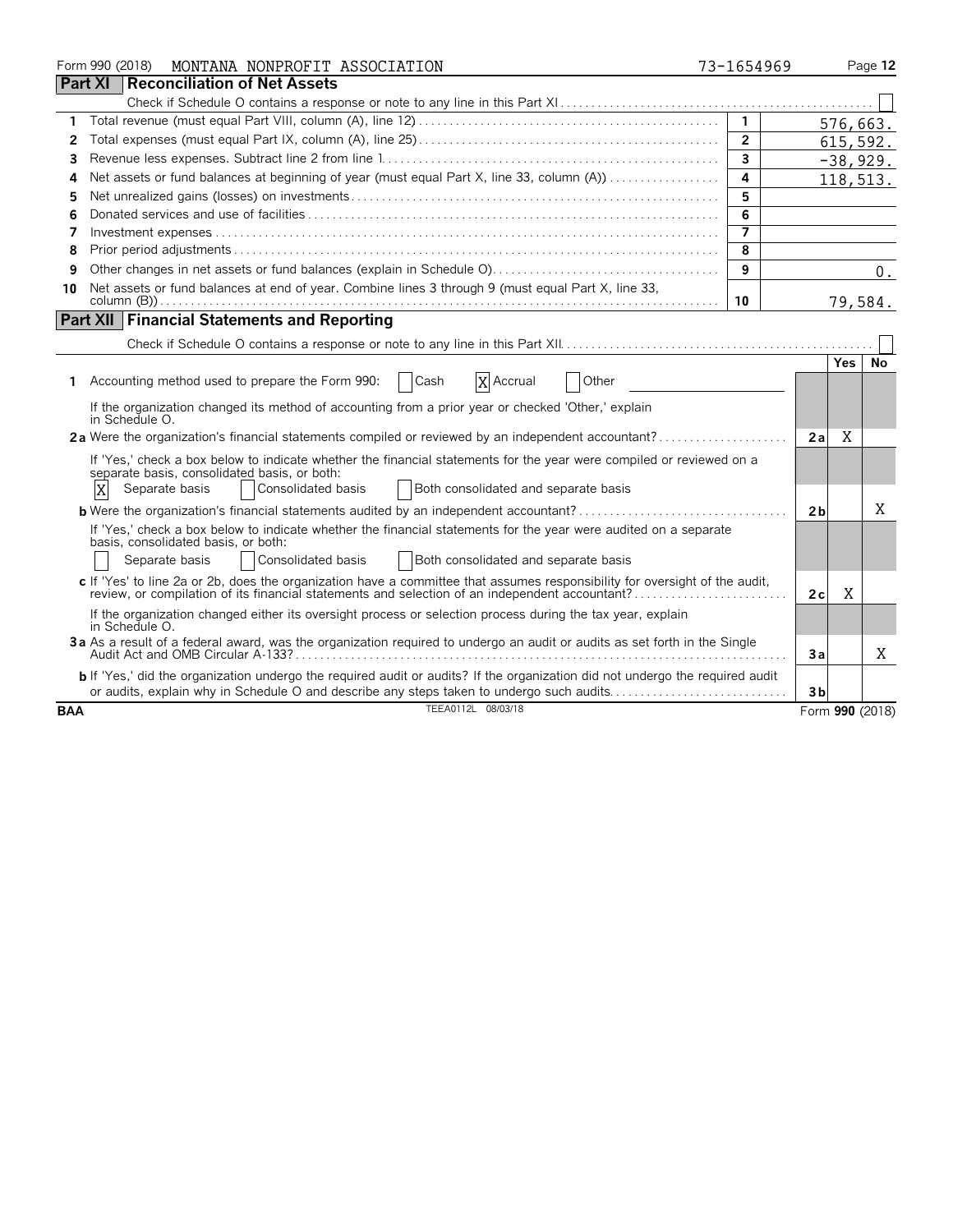Form 990 (2018) MONTANA NONPROFIT ASSOCIATION 73-1654969 Page **12**

## Part XI Reconciliation of Net Assets

Check if Schedule O contains a response or note to any line in this Part XI . . . . . . . . . . ☐

| | | | |
|---|---|---|---|
| 1 | Total revenue (must equal Part VIII, column (A), line 12) | 1 | 576,663. |
| 2 | Total expenses (must equal Part IX, column (A), line 25) | 2 | 615,592. |
| 3 | Revenue less expenses. Subtract line 2 from line 1 | 3 | -38,929. |
| 4 | Net assets or fund balances at beginning of year (must equal Part X, line 33, column (A)) | 4 | 118,513. |
| 5 | Net unrealized gains (losses) on investments | 5 | |
| 6 | Donated services and use of facilities | 6 | |
| 7 | Investment expenses | 7 | |
| 8 | Prior period adjustments | 8 | |
| 9 | Other changes in net assets or fund balances (explain in Schedule O) | 9 | 0. |
| 10 | Net assets or fund balances at end of year. Combine lines 3 through 9 (must equal Part X, line 33, column (B)) | 10 | 79,584. |

## Part XII Financial Statements and Reporting

Check if Schedule O contains a response or note to any line in this Part XII . . . . . . . . . . ☐

| | | | Yes | No |
|---|---|---|---|---|
| 1 | Accounting method used to prepare the Form 990: ☐ Cash ☒ Accrual ☐ Other | | | |
| | If the organization changed its method of accounting from a prior year or checked 'Other,' explain in Schedule O. | | | |
| 2a | Were the organization's financial statements compiled or reviewed by an independent accountant? | 2a | X | |
| | If 'Yes,' check a box below to indicate whether the financial statements for the year were compiled or reviewed on a separate basis, consolidated basis, or both: ☒ Separate basis ☐ Consolidated basis ☐ Both consolidated and separate basis | | | |
| b | Were the organization's financial statements audited by an independent accountant? | 2b | | X |
| | If 'Yes,' check a box below to indicate whether the financial statements for the year were audited on a separate basis, consolidated basis, or both: ☐ Separate basis ☐ Consolidated basis ☐ Both consolidated and separate basis | | | |
| c | If 'Yes' to line 2a or 2b, does the organization have a committee that assumes responsibility for oversight of the audit, review, or compilation of its financial statements and selection of an independent accountant? | 2c | X | |
| | If the organization changed either its oversight process or selection process during the tax year, explain in Schedule O. | | | |
| 3a | As a result of a federal award, was the organization required to undergo an audit or audits as set forth in the Single Audit Act and OMB Circular A-133? | 3a | | X |
| b | If 'Yes,' did the organization undergo the required audit or audits? If the organization did not undergo the required audit or audits, explain why in Schedule O and describe any steps taken to undergo such audits | 3b | | |

BAA TEEA0112L 08/03/18 Form **990** (2018)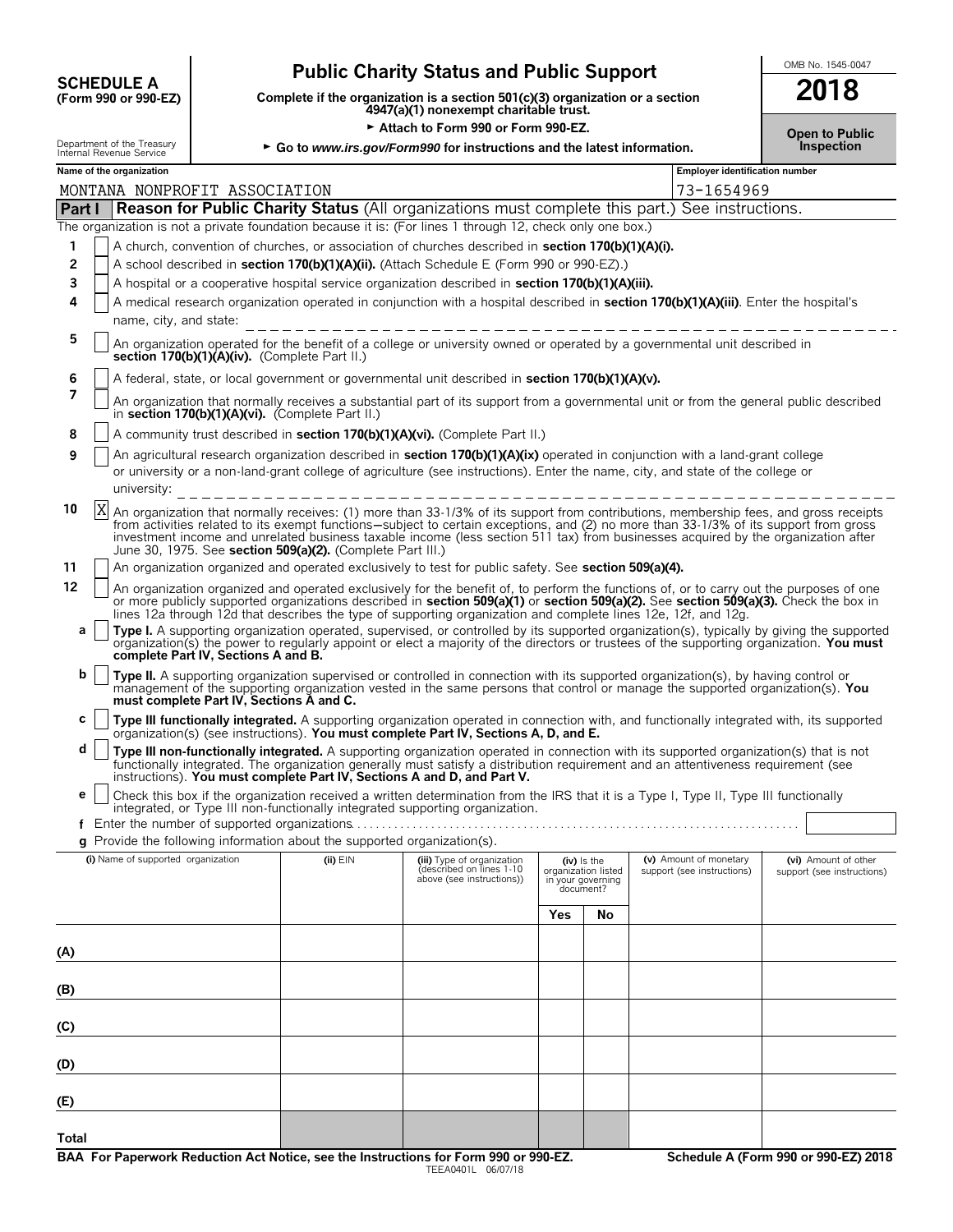**SCHEDULE A**
**(Form 990 or 990-EZ)**

Department of the Treasury
Internal Revenue Service

# Public Charity Status and Public Support

**Complete if the organization is a section 501(c)(3) organization or a section 4947(a)(1) nonexempt charitable trust.**

► **Attach to Form 990 or Form 990-EZ.**

► **Go to *www.irs.gov/Form990* for instructions and the latest information.**

OMB No. 1545-0047

**2018**

**Open to Public Inspection**

| Name of the organization | Employer identification number |
|---|---|
| MONTANA NONPROFIT ASSOCIATION | 73-1654969 |

## Part I — Reason for Public Charity Status (All organizations must complete this part.) See instructions.

The organization is not a private foundation because it is: (For lines 1 through 12, check only one box.)

1. [ ] A church, convention of churches, or association of churches described in **section 170(b)(1)(A)(i).**
2. [ ] A school described in **section 170(b)(1)(A)(ii).** (Attach Schedule E (Form 990 or 990-EZ).)
3. [ ] A hospital or a cooperative hospital service organization described in **section 170(b)(1)(A)(iii).**
4. [ ] A medical research organization operated in conjunction with a hospital described in **section 170(b)(1)(A)(iii)**. Enter the hospital's name, city, and state:
5. [ ] An organization operated for the benefit of a college or university owned or operated by a governmental unit described in **section 170(b)(1)(A)(iv).** (Complete Part II.)
6. [ ] A federal, state, or local government or governmental unit described in **section 170(b)(1)(A)(v).**
7. [ ] An organization that normally receives a substantial part of its support from a governmental unit or from the general public described in **section 170(b)(1)(A)(vi).** (Complete Part II.)
8. [ ] A community trust described in **section 170(b)(1)(A)(vi).** (Complete Part II.)
9. [ ] An agricultural research organization described in **section 170(b)(1)(A)(ix)** operated in conjunction with a land-grant college or university or a non-land-grant college of agriculture (see instructions). Enter the name, city, and state of the college or university:
10. [X] An organization that normally receives: (1) more than 33-1/3% of its support from contributions, membership fees, and gross receipts from activities related to its exempt functions—subject to certain exceptions, and (2) no more than 33-1/3% of its support from gross investment income and unrelated business taxable income (less section 511 tax) from businesses acquired by the organization after June 30, 1975. See **section 509(a)(2).** (Complete Part III.)
11. [ ] An organization organized and operated exclusively to test for public safety. See **section 509(a)(4).**
12. [ ] An organization organized and operated exclusively for the benefit of, to perform the functions of, or to carry out the purposes of one or more publicly supported organizations described in **section 509(a)(1)** or **section 509(a)(2).** See **section 509(a)(3).** Check the box in lines 12a through 12d that describes the type of supporting organization and complete lines 12e, 12f, and 12g.
   - **a** [ ] **Type I.** A supporting organization operated, supervised, or controlled by its supported organization(s), typically by giving the supported organization(s) the power to regularly appoint or elect a majority of the directors or trustees of the supporting organization. **You must complete Part IV, Sections A and B.**
   - **b** [ ] **Type II.** A supporting organization supervised or controlled in connection with its supported organization(s), by having control or management of the supporting organization vested in the same persons that control or manage the supported organization(s). **You must complete Part IV, Sections A and C.**
   - **c** [ ] **Type III functionally integrated.** A supporting organization operated in connection with, and functionally integrated with, its supported organization(s) (see instructions). **You must complete Part IV, Sections A, D, and E.**
   - **d** [ ] **Type III non-functionally integrated.** A supporting organization operated in connection with its supported organization(s) that is not functionally integrated. The organization generally must satisfy a distribution requirement and an attentiveness requirement (see instructions). **You must complete Part IV, Sections A and D, and Part V.**
   - **e** [ ] Check this box if the organization received a written determination from the IRS that it is a Type I, Type II, Type III functionally integrated, or Type III non-functionally integrated supporting organization.
   - **f** Enter the number of supported organizations
   - **g** Provide the following information about the supported organization(s).

| (i) Name of supported organization | (ii) EIN | (iii) Type of organization (described on lines 1-10 above (see instructions)) | (iv) Is the organization listed in your governing document? Yes | No | (v) Amount of monetary support (see instructions) | (vi) Amount of other support (see instructions) |
|---|---|---|---|---|---|---|
| (A) | | | | | | |
| (B) | | | | | | |
| (C) | | | | | | |
| (D) | | | | | | |
| (E) | | | | | | |
| Total | | | | | | |

**BAA For Paperwork Reduction Act Notice, see the Instructions for Form 990 or 990-EZ.** TEEA0401L 06/07/18 **Schedule A (Form 990 or 990-EZ) 2018**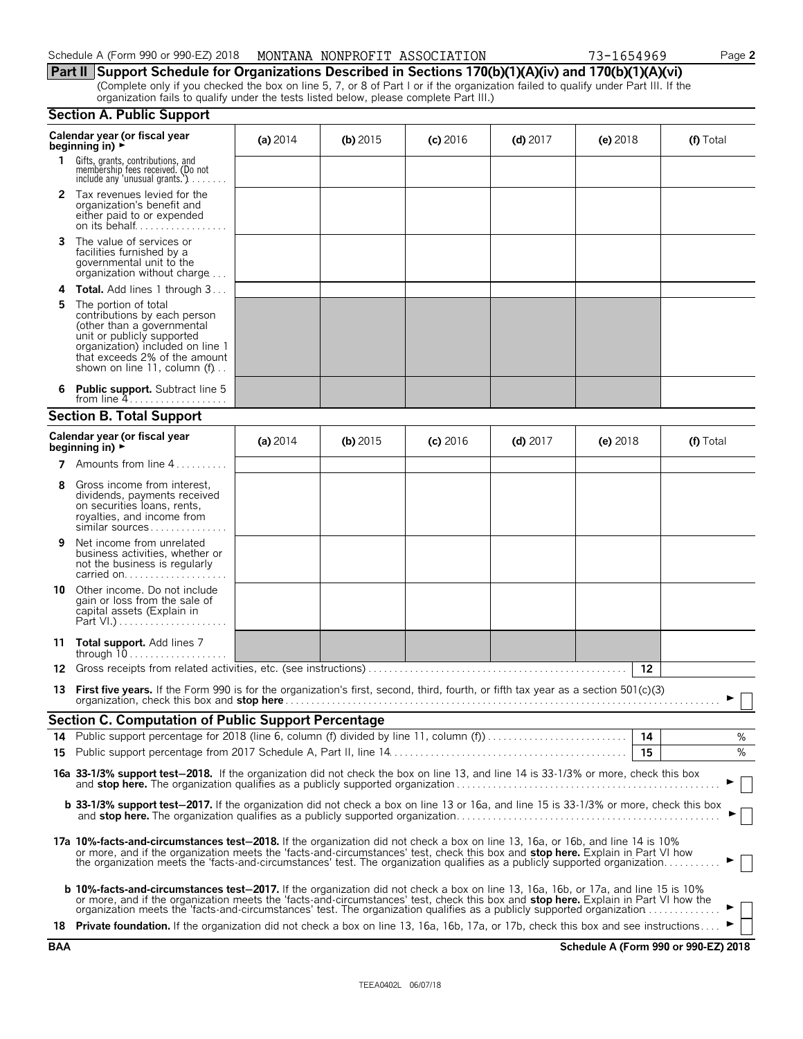Schedule A (Form 990 or 990-EZ) 2018 MONTANA NONPROFIT ASSOCIATION 73-1654969 Page **2**

## Part II Support Schedule for Organizations Described in Sections 170(b)(1)(A)(iv) and 170(b)(1)(A)(vi)

(Complete only if you checked the box on line 5, 7, or 8 of Part I or if the organization failed to qualify under Part III. If the organization fails to qualify under the tests listed below, please complete Part III.)

### Section A. Public Support

| Calendar year (or fiscal year beginning in) ► | (a) 2014 | (b) 2015 | (c) 2016 | (d) 2017 | (e) 2018 | (f) Total |
|---|---|---|---|---|---|---|
| 1 Gifts, grants, contributions, and membership fees received. (Do not include any 'unusual grants.') | | | | | | |
| 2 Tax revenues levied for the organization's benefit and either paid to or expended on its behalf | | | | | | |
| 3 The value of services or facilities furnished by a governmental unit to the organization without charge | | | | | | |
| 4 **Total.** Add lines 1 through 3 | | | | | | |
| 5 The portion of total contributions by each person (other than a governmental unit or publicly supported organization) included on line 1 that exceeds 2% of the amount shown on line 11, column (f) | | | | | | |
| 6 **Public support.** Subtract line 5 from line 4 | | | | | | |

### Section B. Total Support

| Calendar year (or fiscal year beginning in) ► | (a) 2014 | (b) 2015 | (c) 2016 | (d) 2017 | (e) 2018 | (f) Total |
|---|---|---|---|---|---|---|
| 7 Amounts from line 4 | | | | | | |
| 8 Gross income from interest, dividends, payments received on securities loans, rents, royalties, and income from similar sources | | | | | | |
| 9 Net income from unrelated business activities, whether or not the business is regularly carried on | | | | | | |
| 10 Other income. Do not include gain or loss from the sale of capital assets (Explain in Part VI.) | | | | | | |
| 11 **Total support.** Add lines 7 through 10 | | | | | | |

**12** Gross receipts from related activities, etc. (see instructions) **12**

**13 First five years.** If the Form 990 is for the organization's first, second, third, fourth, or fifth tax year as a section 501(c)(3) organization, check this box and **stop here** ► ☐

### Section C. Computation of Public Support Percentage

**14** Public support percentage for 2018 (line 6, column (f) divided by line 11, column (f)) **14** %

**15** Public support percentage from 2017 Schedule A, Part II, line 14 **15** %

**16a 33-1/3% support test–2018.** If the organization did not check the box on line 13, and line 14 is 33-1/3% or more, check this box and **stop here.** The organization qualifies as a publicly supported organization ► ☐

**b 33-1/3% support test–2017.** If the organization did not check a box on line 13 or 16a, and line 15 is 33-1/3% or more, check this box and **stop here.** The organization qualifies as a publicly supported organization ► ☐

**17a 10%-facts-and-circumstances test–2018.** If the organization did not check a box on line 13, 16a, or 16b, and line 14 is 10% or more, and if the organization meets the 'facts-and-circumstances' test, check this box and **stop here.** Explain in Part VI how the organization meets the 'facts-and-circumstances' test. The organization qualifies as a publicly supported organization ► ☐

**b 10%-facts-and-circumstances test–2017.** If the organization did not check a box on line 13, 16a, 16b, or 17a, and line 15 is 10% or more, and if the organization meets the 'facts-and-circumstances' test, check this box and **stop here.** Explain in Part VI how the organization meets the 'facts-and-circumstances' test. The organization qualifies as a publicly supported organization ► ☐

**18 Private foundation.** If the organization did not check a box on line 13, 16a, 16b, 17a, or 17b, check this box and see instructions ► ☐

**BAA** **Schedule A (Form 990 or 990-EZ) 2018**

TEEA0402L 06/07/18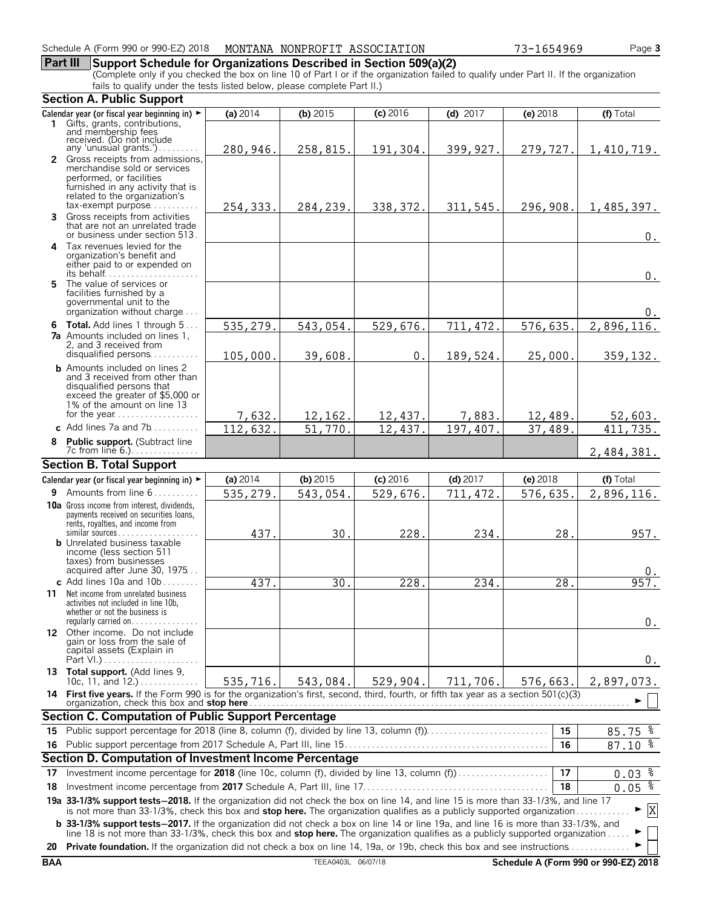Schedule A (Form 990 or 990-EZ) 2018 MONTANA NONPROFIT ASSOCIATION 73-1654969

## Part III Support Schedule for Organizations Described in Section 509(a)(2)

(Complete only if you checked the box on line 10 of Part I or if the organization failed to qualify under Part II. If the organization fails to qualify under the tests listed below, please complete Part II.)

### Section A. Public Support

| Calendar year (or fiscal year beginning in) ► | (a) 2014 | (b) 2015 | (c) 2016 | (d) 2017 | (e) 2018 | (f) Total |
|---|---|---|---|---|---|---|
| **1** Gifts, grants, contributions, and membership fees received. (Do not include any 'unusual grants.') | 280,946. | 258,815. | 191,304. | 399,927. | 279,727. | 1,410,719. |
| **2** Gross receipts from admissions, merchandise sold or services performed, or facilities furnished in any activity that is related to the organization's tax-exempt purpose | 254,333. | 284,239. | 338,372. | 311,545. | 296,908. | 1,485,397. |
| **3** Gross receipts from activities that are not an unrelated trade or business under section 513 | | | | | | 0. |
| **4** Tax revenues levied for the organization's benefit and either paid to or expended on its behalf | | | | | | 0. |
| **5** The value of services or facilities furnished by a governmental unit to the organization without charge | | | | | | 0. |
| **6 Total.** Add lines 1 through 5 | 535,279. | 543,054. | 529,676. | 711,472. | 576,635. | 2,896,116. |
| **7a** Amounts included on lines 1, 2, and 3 received from disqualified persons | 105,000. | 39,608. | 0. | 189,524. | 25,000. | 359,132. |
| **b** Amounts included on lines 2 and 3 received from other than disqualified persons that exceed the greater of $5,000 or 1% of the amount on line 13 for the year | 7,632. | 12,162. | 12,437. | 7,883. | 12,489. | 52,603. |
| **c** Add lines 7a and 7b | 112,632. | 51,770. | 12,437. | 197,407. | 37,489. | 411,735. |
| **8 Public support.** (Subtract line 7c from line 6.) | | | | | | 2,484,381. |

### Section B. Total Support

| Calendar year (or fiscal year beginning in) ► | (a) 2014 | (b) 2015 | (c) 2016 | (d) 2017 | (e) 2018 | (f) Total |
|---|---|---|---|---|---|---|
| **9** Amounts from line 6 | 535,279. | 543,054. | 529,676. | 711,472. | 576,635. | 2,896,116. |
| **10a** Gross income from interest, dividends, payments received on securities loans, rents, royalties, and income from similar sources | 437. | 30. | 228. | 234. | 28. | 957. |
| **b** Unrelated business taxable income (less section 511 taxes) from businesses acquired after June 30, 1975 | | | | | | 0. |
| **c** Add lines 10a and 10b | 437. | 30. | 228. | 234. | 28. | 957. |
| **11** Net income from unrelated business activities not included in line 10b, whether or not the business is regularly carried on | | | | | | 0. |
| **12** Other income. Do not include gain or loss from the sale of capital assets (Explain in Part VI.) | | | | | | 0. |
| **13 Total support.** (Add lines 9, 10c, 11, and 12.) | 535,716. | 543,084. | 529,904. | 711,706. | 576,663. | 2,897,073. |

**14 First five years.** If the Form 990 is for the organization's first, second, third, fourth, or fifth tax year as a section 501(c)(3) organization, check this box and **stop here** ► ☐

### Section C. Computation of Public Support Percentage

| | | | |
|---|---|---|---|
| **15** | Public support percentage for 2018 (line 8, column (f), divided by line 13, column (f)) | 15 | 85.75 % |
| **16** | Public support percentage from 2017 Schedule A, Part III, line 15 | 16 | 87.10 % |

### Section D. Computation of Investment Income Percentage

| | | | |
|---|---|---|---|
| **17** | Investment income percentage for **2018** (line 10c, column (f), divided by line 13, column (f)) | 17 | 0.03 % |
| **18** | Investment income percentage from **2017** Schedule A, Part III, line 17 | 18 | 0.05 % |

**19a 33-1/3% support tests–2018.** If the organization did not check the box on line 14, and line 15 is more than 33-1/3%, and line 17 is not more than 33-1/3%, check this box and **stop here.** The organization qualifies as a publicly supported organization ► ☒

**b 33-1/3% support tests–2017.** If the organization did not check a box on line 14 or line 19a, and line 16 is more than 33-1/3%, and line 18 is not more than 33-1/3%, check this box and **stop here.** The organization qualifies as a publicly supported organization ► ☐

**20 Private foundation.** If the organization did not check a box on line 14, 19a, or 19b, check this box and see instructions ► ☐

BAA TEEA0403L 06/07/18 Schedule A (Form 990 or 990-EZ) 2018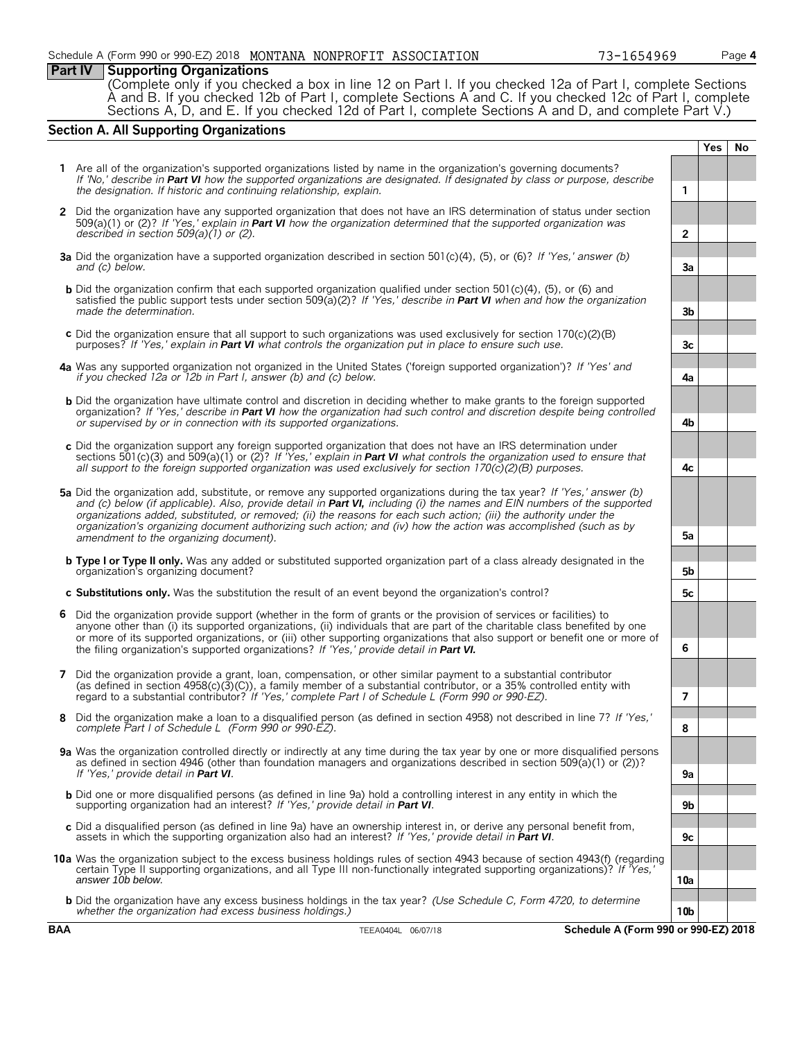Schedule A (Form 990 or 990-EZ) 2018 MONTANA NONPROFIT ASSOCIATION 73-1654969 Page 4

## Part IV Supporting Organizations

(Complete only if you checked a box in line 12 on Part I. If you checked 12a of Part I, complete Sections A and B. If you checked 12b of Part I, complete Sections A and C. If you checked 12c of Part I, complete Sections A, D, and E. If you checked 12d of Part I, complete Sections A and D, and complete Part V.)

### Section A. All Supporting Organizations

| | | | Yes | No |
|---|---|---|---|---|
| **1** | Are all of the organization's supported organizations listed by name in the organization's governing documents? *If 'No,' describe in **Part VI** how the supported organizations are designated. If designated by class or purpose, describe the designation. If historic and continuing relationship, explain.* | **1** | | |
| **2** | Did the organization have any supported organization that does not have an IRS determination of status under section 509(a)(1) or (2)? *If 'Yes,' explain in **Part VI** how the organization determined that the supported organization was described in section 509(a)(1) or (2).* | **2** | | |
| **3a** | Did the organization have a supported organization described in section 501(c)(4), (5), or (6)? *If 'Yes,' answer (b) and (c) below.* | **3a** | | |
| **b** | Did the organization confirm that each supported organization qualified under section 501(c)(4), (5), or (6) and satisfied the public support tests under section 509(a)(2)? *If 'Yes,' describe in **Part VI** when and how the organization made the determination.* | **3b** | | |
| **c** | Did the organization ensure that all support to such organizations was used exclusively for section 170(c)(2)(B) purposes? *If 'Yes,' explain in **Part VI** what controls the organization put in place to ensure such use.* | **3c** | | |
| **4a** | Was any supported organization not organized in the United States ('foreign supported organization')? *If 'Yes' and if you checked 12a or 12b in Part I, answer (b) and (c) below.* | **4a** | | |
| **b** | Did the organization have ultimate control and discretion in deciding whether to make grants to the foreign supported organization? *If 'Yes,' describe in **Part VI** how the organization had such control and discretion despite being controlled or supervised by or in connection with its supported organizations.* | **4b** | | |
| **c** | Did the organization support any foreign supported organization that does not have an IRS determination under sections 501(c)(3) and 509(a)(1) or (2)? *If 'Yes,' explain in **Part VI** what controls the organization used to ensure that all support to the foreign supported organization was used exclusively for section 170(c)(2)(B) purposes.* | **4c** | | |
| **5a** | Did the organization add, substitute, or remove any supported organizations during the tax year? *If 'Yes,' answer (b) and (c) below (if applicable). Also, provide detail in **Part VI,** including (i) the names and EIN numbers of the supported organizations added, substituted, or removed; (ii) the reasons for each such action; (iii) the authority under the organization's organizing document authorizing such action; and (iv) how the action was accomplished (such as by amendment to the organizing document).* | **5a** | | |
| **b** | **Type I or Type II only.** Was any added or substituted supported organization part of a class already designated in the organization's organizing document? | **5b** | | |
| **c** | **Substitutions only.** Was the substitution the result of an event beyond the organization's control? | **5c** | | |
| **6** | Did the organization provide support (whether in the form of grants or the provision of services or facilities) to anyone other than (i) its supported organizations, (ii) individuals that are part of the charitable class benefited by one or more of its supported organizations, or (iii) other supporting organizations that also support or benefit one or more of the filing organization's supported organizations? *If 'Yes,' provide detail in **Part VI.*** | **6** | | |
| **7** | Did the organization provide a grant, loan, compensation, or other similar payment to a substantial contributor (as defined in section 4958(c)(3)(C)), a family member of a substantial contributor, or a 35% controlled entity with regard to a substantial contributor? *If 'Yes,' complete Part I of Schedule L (Form 990 or 990-EZ).* | **7** | | |
| **8** | Did the organization make a loan to a disqualified person (as defined in section 4958) not described in line 7? *If 'Yes,' complete Part I of Schedule L (Form 990 or 990-EZ).* | **8** | | |
| **9a** | Was the organization controlled directly or indirectly at any time during the tax year by one or more disqualified persons as defined in section 4946 (other than foundation managers and organizations described in section 509(a)(1) or (2))? *If 'Yes,' provide detail in **Part VI**.* | **9a** | | |
| **b** | Did one or more disqualified persons (as defined in line 9a) hold a controlling interest in any entity in which the supporting organization had an interest? *If 'Yes,' provide detail in **Part VI**.* | **9b** | | |
| **c** | Did a disqualified person (as defined in line 9a) have an ownership interest in, or derive any personal benefit from, assets in which the supporting organization also had an interest? *If 'Yes,' provide detail in **Part VI**.* | **9c** | | |
| **10a** | Was the organization subject to the excess business holdings rules of section 4943 because of section 4943(f) (regarding certain Type II supporting organizations, and all Type III non-functionally integrated supporting organizations)? *If 'Yes,' answer 10b below.* | **10a** | | |
| **b** | Did the organization have any excess business holdings in the tax year? *(Use Schedule C, Form 4720, to determine whether the organization had excess business holdings.)* | **10b** | | |

**BAA** TEEA0404L 06/07/18 **Schedule A (Form 990 or 990-EZ) 2018**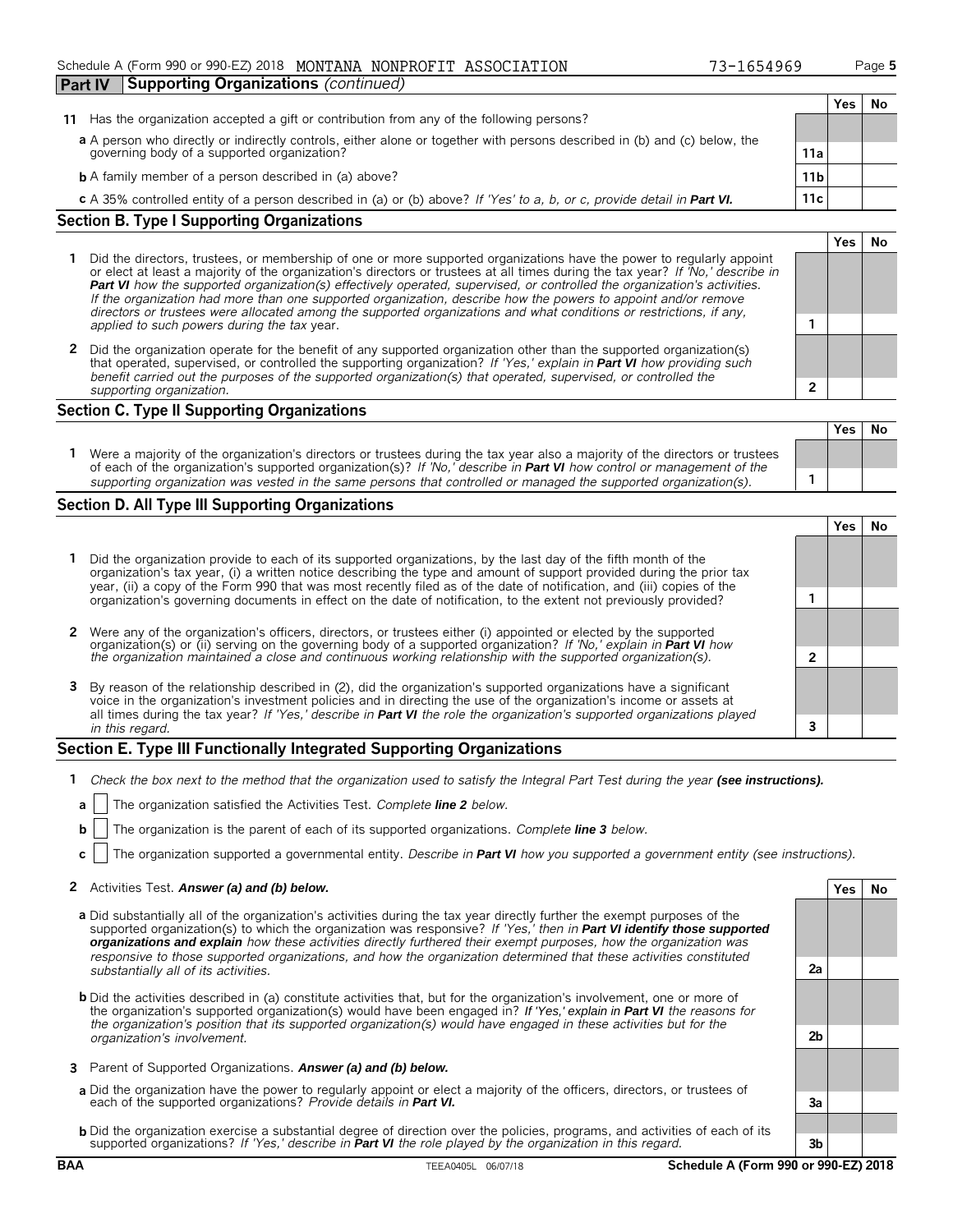Schedule A (Form 990 or 990-EZ) 2018 MONTANA NONPROFIT ASSOCIATION 73-1654969

**Part IV Supporting Organizations** *(continued)*

| | | | Yes | No |
|---|---|---|---|---|
| **11** | Has the organization accepted a gift or contribution from any of the following persons? | | | |
| | **a** A person who directly or indirectly controls, either alone or together with persons described in (b) and (c) below, the governing body of a supported organization? | **11a** | | |
| | **b** A family member of a person described in (a) above? | **11b** | | |
| | **c** A 35% controlled entity of a person described in (a) or (b) above? *If 'Yes' to a, b, or c, provide detail in* ***Part VI.*** | **11c** | | |

## Section B. Type I Supporting Organizations

| | | | Yes | No |
|---|---|---|---|---|
| **1** | Did the directors, trustees, or membership of one or more supported organizations have the power to regularly appoint or elect at least a majority of the organization's directors or trustees at all times during the tax year? *If 'No,' describe in* ***Part VI*** *how the supported organization(s) effectively operated, supervised, or controlled the organization's activities. If the organization had more than one supported organization, describe how the powers to appoint and/or remove directors or trustees were allocated among the supported organizations and what conditions or restrictions, if any, applied to such powers during the tax* year. | **1** | | |
| **2** | Did the organization operate for the benefit of any supported organization other than the supported organization(s) that operated, supervised, or controlled the supporting organization? *If 'Yes,' explain in* ***Part VI*** *how providing such benefit carried out the purposes of the supported organization(s) that operated, supervised, or controlled the supporting organization.* | **2** | | |

## Section C. Type II Supporting Organizations

| | | | Yes | No |
|---|---|---|---|---|
| **1** | Were a majority of the organization's directors or trustees during the tax year also a majority of the directors or trustees of each of the organization's supported organization(s)? *If 'No,' describe in* ***Part VI*** *how control or management of the supporting organization was vested in the same persons that controlled or managed the supported organization(s).* | **1** | | |

## Section D. All Type III Supporting Organizations

| | | | Yes | No |
|---|---|---|---|---|
| **1** | Did the organization provide to each of its supported organizations, by the last day of the fifth month of the organization's tax year, (i) a written notice describing the type and amount of support provided during the prior tax year, (ii) a copy of the Form 990 that was most recently filed as of the date of notification, and (iii) copies of the organization's governing documents in effect on the date of notification, to the extent not previously provided? | **1** | | |
| **2** | Were any of the organization's officers, directors, or trustees either (i) appointed or elected by the supported organization(s) or (ii) serving on the governing body of a supported organization? *If 'No,' explain in* ***Part VI*** *how the organization maintained a close and continuous working relationship with the supported organization(s).* | **2** | | |
| **3** | By reason of the relationship described in (2), did the organization's supported organizations have a significant voice in the organization's investment policies and in directing the use of the organization's income or assets at all times during the tax year? *If 'Yes,' describe in* ***Part VI*** *the role the organization's supported organizations played in this regard.* | **3** | | |

## Section E. Type III Functionally Integrated Supporting Organizations

**1** *Check the box next to the method that the organization used to satisfy the Integral Part Test during the year* ***(see instructions).***

**a** ☐ The organization satisfied the Activities Test. *Complete* ***line 2*** *below.*

**b** ☐ The organization is the parent of each of its supported organizations. *Complete* ***line 3*** *below.*

**c** ☐ The organization supported a governmental entity. *Describe in* ***Part VI*** *how you supported a government entity (see instructions).*

| | | | Yes | No |
|---|---|---|---|---|
| **2** | Activities Test. ***Answer (a) and (b) below.*** | | | |
| | **a** Did substantially all of the organization's activities during the tax year directly further the exempt purposes of the supported organization(s) to which the organization was responsive? *If 'Yes,' then in* ***Part VI identify those supported organizations and explain*** *how these activities directly furthered their exempt purposes, how the organization was responsive to those supported organizations, and how the organization determined that these activities constituted substantially all of its activities.* | **2a** | | |
| | **b** Did the activities described in (a) constitute activities that, but for the organization's involvement, one or more of the organization's supported organization(s) would have been engaged in? *If 'Yes,' explain in* ***Part VI*** *the reasons for the organization's position that its supported organization(s) would have engaged in these activities but for the organization's involvement.* | **2b** | | |
| **3** | Parent of Supported Organizations. ***Answer (a) and (b) below.*** | | | |
| | **a** Did the organization have the power to regularly appoint or elect a majority of the officers, directors, or trustees of each of the supported organizations? *Provide details in* ***Part VI.*** | **3a** | | |
| | **b** Did the organization exercise a substantial degree of direction over the policies, programs, and activities of each of its supported organizations? *If 'Yes,' describe in* ***Part VI*** *the role played by the organization in this regard.* | **3b** | | |

BAA TEEA0405L 06/07/18 **Schedule A (Form 990 or 990-EZ) 2018**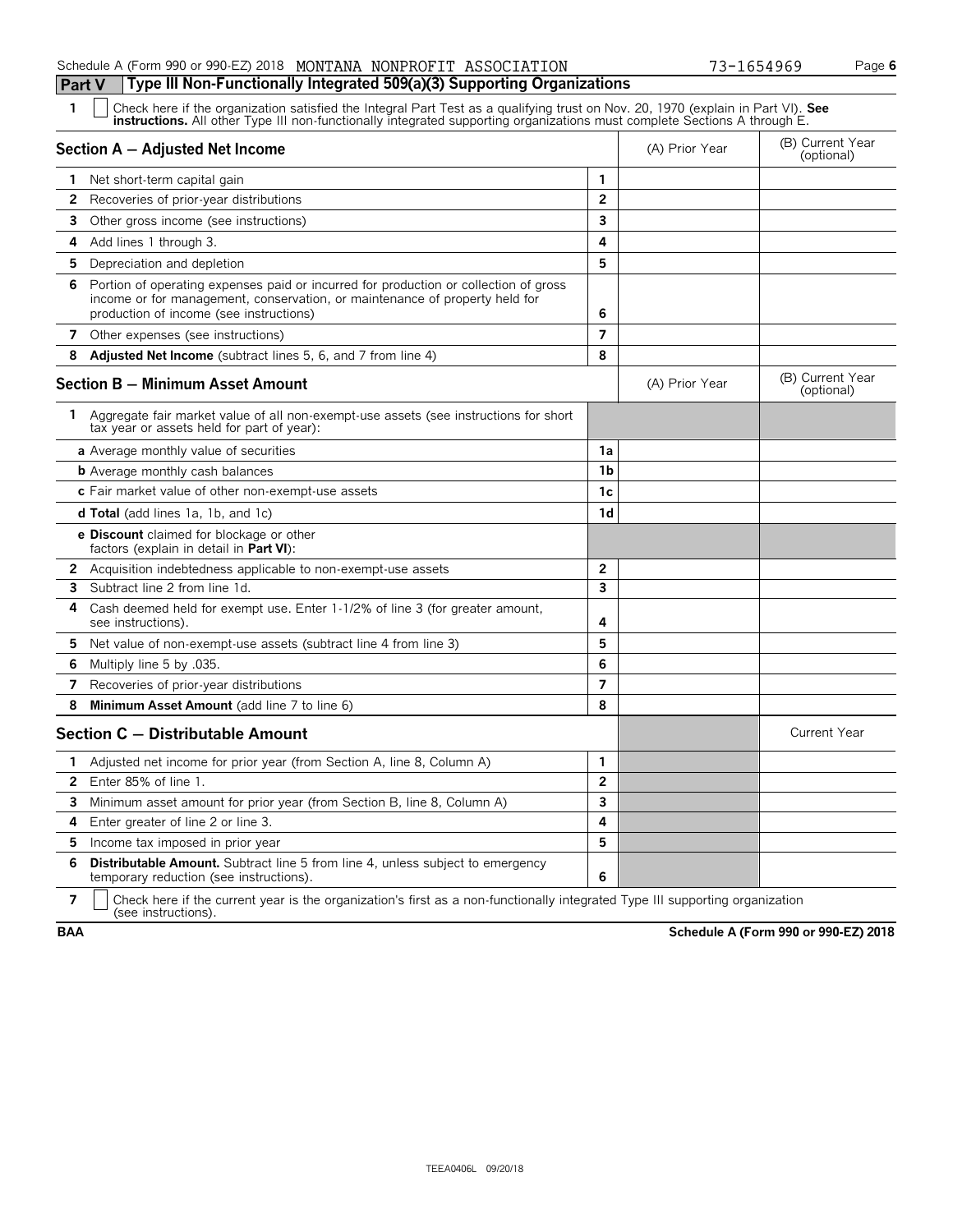Schedule A (Form 990 or 990-EZ) 2018 MONTANA NONPROFIT ASSOCIATION 73-1654969

## Part V Type III Non-Functionally Integrated 509(a)(3) Supporting Organizations

**1** ☐ Check here if the organization satisfied the Integral Part Test as a qualifying trust on Nov. 20, 1970 (explain in Part VI). **See instructions.** All other Type III non-functionally integrated supporting organizations must complete Sections A through E.

| Section A — Adjusted Net Income | | (A) Prior Year | (B) Current Year (optional) |
|---|---|---|---|
| **1** Net short-term capital gain | 1 | | |
| **2** Recoveries of prior-year distributions | 2 | | |
| **3** Other gross income (see instructions) | 3 | | |
| **4** Add lines 1 through 3. | 4 | | |
| **5** Depreciation and depletion | 5 | | |
| **6** Portion of operating expenses paid or incurred for production or collection of gross income or for management, conservation, or maintenance of property held for production of income (see instructions) | 6 | | |
| **7** Other expenses (see instructions) | 7 | | |
| **8** **Adjusted Net Income** (subtract lines 5, 6, and 7 from line 4) | 8 | | |

| Section B — Minimum Asset Amount | | (A) Prior Year | (B) Current Year (optional) |
|---|---|---|---|
| **1** Aggregate fair market value of all non-exempt-use assets (see instructions for short tax year or assets held for part of year): | | | |
| **a** Average monthly value of securities | 1a | | |
| **b** Average monthly cash balances | 1b | | |
| **c** Fair market value of other non-exempt-use assets | 1c | | |
| **d Total** (add lines 1a, 1b, and 1c) | 1d | | |
| **e Discount** claimed for blockage or other factors (explain in detail in **Part VI**): | | | |
| **2** Acquisition indebtedness applicable to non-exempt-use assets | 2 | | |
| **3** Subtract line 2 from line 1d. | 3 | | |
| **4** Cash deemed held for exempt use. Enter 1-1/2% of line 3 (for greater amount, see instructions). | 4 | | |
| **5** Net value of non-exempt-use assets (subtract line 4 from line 3) | 5 | | |
| **6** Multiply line 5 by .035. | 6 | | |
| **7** Recoveries of prior-year distributions | 7 | | |
| **8** **Minimum Asset Amount** (add line 7 to line 6) | 8 | | |

| Section C — Distributable Amount | | | Current Year |
|---|---|---|---|
| **1** Adjusted net income for prior year (from Section A, line 8, Column A) | 1 | | |
| **2** Enter 85% of line 1. | 2 | | |
| **3** Minimum asset amount for prior year (from Section B, line 8, Column A) | 3 | | |
| **4** Enter greater of line 2 or line 3. | 4 | | |
| **5** Income tax imposed in prior year | 5 | | |
| **6** **Distributable Amount.** Subtract line 5 from line 4, unless subject to emergency temporary reduction (see instructions). | 6 | | |

**7** ☐ Check here if the current year is the organization's first as a non-functionally integrated Type III supporting organization (see instructions).

**BAA** **Schedule A (Form 990 or 990-EZ) 2018**

TEEA0406L 09/20/18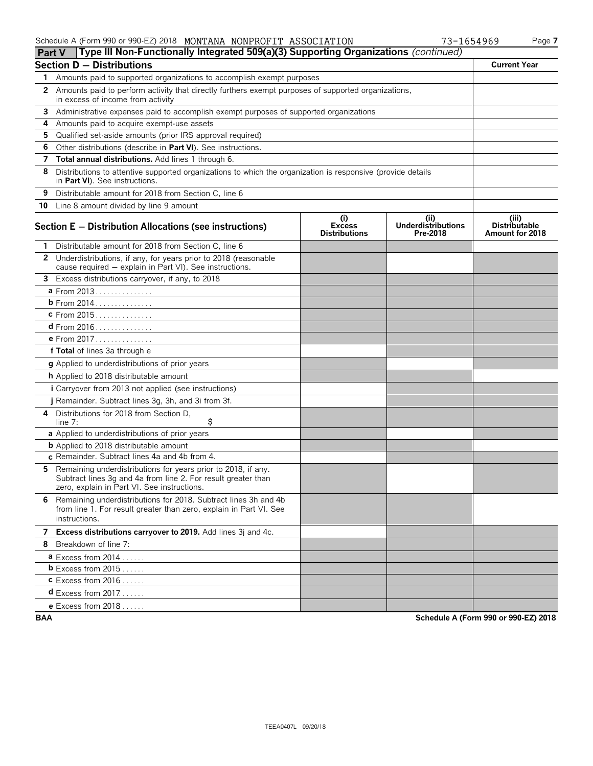## Part V Type III Non-Functionally Integrated 509(a)(3) Supporting Organizations *(continued)*

### Section D — Distributions

| | | Current Year |
|---|---|---|
| 1 | Amounts paid to supported organizations to accomplish exempt purposes | |
| 2 | Amounts paid to perform activity that directly furthers exempt purposes of supported organizations, in excess of income from activity | |
| 3 | Administrative expenses paid to accomplish exempt purposes of supported organizations | |
| 4 | Amounts paid to acquire exempt-use assets | |
| 5 | Qualified set-aside amounts (prior IRS approval required) | |
| 6 | Other distributions (describe in **Part VI**). See instructions. | |
| 7 | **Total annual distributions.** Add lines 1 through 6. | |
| 8 | Distributions to attentive supported organizations to which the organization is responsive (provide details in **Part VI**). See instructions. | |
| 9 | Distributable amount for 2018 from Section C, line 6 | |
| 10 | Line 8 amount divided by line 9 amount | |

### Section E — Distribution Allocations (see instructions)

| | (i) Excess Distributions | (ii) Underdistributions Pre-2018 | (iii) Distributable Amount for 2018 |
|---|---|---|---|
| **1** Distributable amount for 2018 from Section C, line 6 | | | |
| **2** Underdistributions, if any, for years prior to 2018 (reasonable cause required — explain in Part VI). See instructions. | | | |
| **3** Excess distributions carryover, if any, to 2018 | | | |
| **a** From 2013 | | | |
| **b** From 2014 | | | |
| **c** From 2015 | | | |
| **d** From 2016 | | | |
| **e** From 2017 | | | |
| **f Total** of lines 3a through e | | | |
| **g** Applied to underdistributions of prior years | | | |
| **h** Applied to 2018 distributable amount | | | |
| **i** Carryover from 2013 not applied (see instructions) | | | |
| **j** Remainder. Subtract lines 3g, 3h, and 3i from 3f. | | | |
| **4** Distributions for 2018 from Section D, line 7: $ | | | |
| **a** Applied to underdistributions of prior years | | | |
| **b** Applied to 2018 distributable amount | | | |
| **c** Remainder. Subtract lines 4a and 4b from 4. | | | |
| **5** Remaining underdistributions for years prior to 2018, if any. Subtract lines 3g and 4a from line 2. For result greater than zero, explain in Part VI. See instructions. | | | |
| **6** Remaining underdistributions for 2018. Subtract lines 3h and 4b from line 1. For result greater than zero, explain in Part VI. See instructions. | | | |
| **7 Excess distributions carryover to 2019.** Add lines 3j and 4c. | | | |
| **8** Breakdown of line 7: | | | |
| **a** Excess from 2014 | | | |
| **b** Excess from 2015 | | | |
| **c** Excess from 2016 | | | |
| **d** Excess from 2017 | | | |
| **e** Excess from 2018 | | | |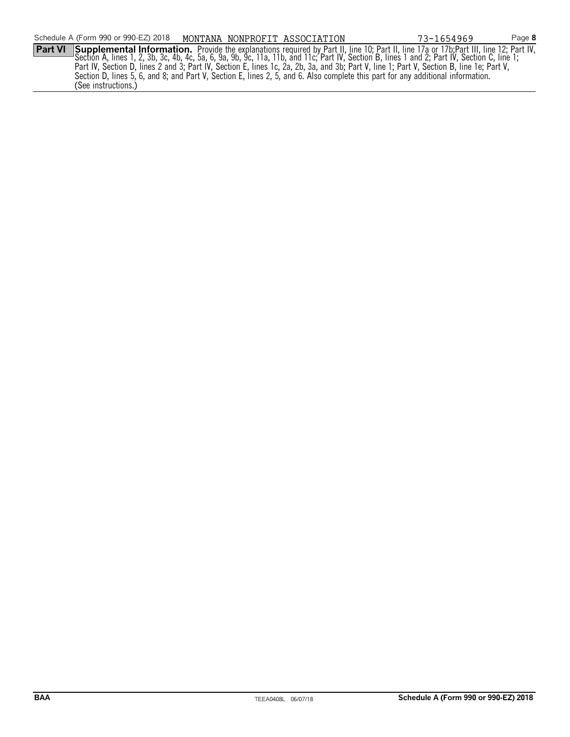Schedule A (Form 990 or 990-EZ) 2018 MONTANA NONPROFIT ASSOCIATION 73-1654969

**Part VI** **Supplemental Information.** Provide the explanations required by Part II, line 10; Part II, line 17a or 17b;Part III, line 12; Part IV, Section A, lines 1, 2, 3b, 3c, 4b, 4c, 5a, 6, 9a, 9b, 9c, 11a, 11b, and 11c; Part IV, Section B, lines 1 and 2; Part IV, Section C, line 1; Part IV, Section D, lines 2 and 3; Part IV, Section E, lines 1c, 2a, 2b, 3a, and 3b; Part V, line 1; Part V, Section B, line 1e; Part V, Section D, lines 5, 6, and 8; and Part V, Section E, lines 2, 5, and 6. Also complete this part for any additional information. (See instructions.)

BAA TEEA0408L 06/07/18 **Schedule A (Form 990 or 990-EZ) 2018**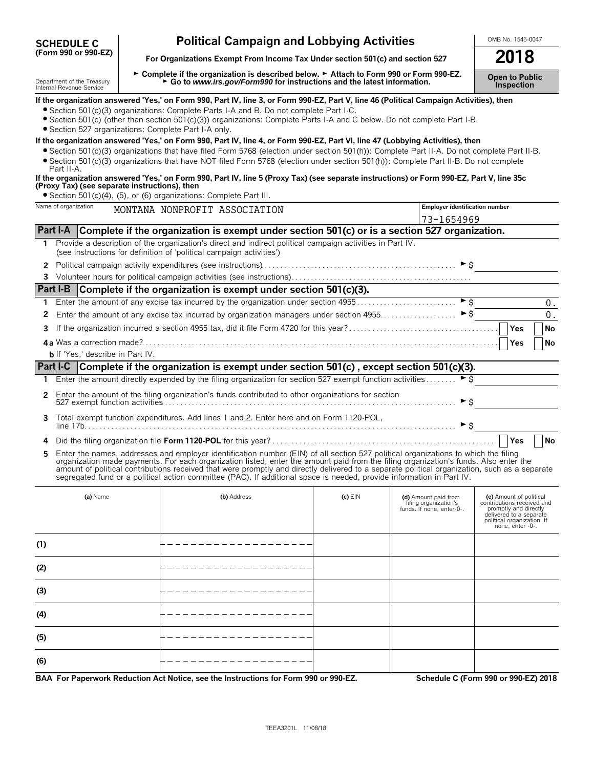**SCHEDULE C (Form 990 or 990-EZ)**

Department of the Treasury
Internal Revenue Service

# Political Campaign and Lobbying Activities

**For Organizations Exempt From Income Tax Under section 501(c) and section 527**

► Complete if the organization is described below. ► Attach to Form 990 or Form 990-EZ.
► Go to *www.irs.gov/Form990* for instructions and the latest information.

OMB No. 1545-0047

**2018**

**Open to Public Inspection**

**If the organization answered 'Yes,' on Form 990, Part IV, line 3, or Form 990-EZ, Part V, line 46 (Political Campaign Activities), then**

- Section 501(c)(3) organizations: Complete Parts I-A and B. Do not complete Part I-C.
- Section 501(c) (other than section 501(c)(3)) organizations: Complete Parts I-A and C below. Do not complete Part I-B.
- Section 527 organizations: Complete Part I-A only.

**If the organization answered 'Yes,' on Form 990, Part IV, line 4, or Form 990-EZ, Part VI, line 47 (Lobbying Activities), then**

- Section 501(c)(3) organizations that have filed Form 5768 (election under section 501(h)): Complete Part II-A. Do not complete Part II-B.
- Section 501(c)(3) organizations that have NOT filed Form 5768 (election under section 501(h)): Complete Part II-B. Do not complete Part II-A.

**If the organization answered 'Yes,' on Form 990, Part IV, line 5 (Proxy Tax) (see separate instructions) or Form 990-EZ, Part V, line 35c (Proxy Tax) (see separate instructions), then**

- Section 501(c)(4), (5), or (6) organizations: Complete Part III.

| Name of organization | Employer identification number |
|---|---|
| MONTANA NONPROFIT ASSOCIATION | 73-1654969 |

## Part I-A Complete if the organization is exempt under section 501(c) or is a section 527 organization.

1 Provide a description of the organization's direct and indirect political campaign activities in Part IV. (see instructions for definition of 'political campaign activities')

2 Political campaign activity expenditures (see instructions) ► $

3 Volunteer hours for political campaign activities (see instructions)

## Part I-B Complete if the organization is exempt under section 501(c)(3).

1 Enter the amount of any excise tax incurred by the organization under section 4955 ► $ 0.

2 Enter the amount of any excise tax incurred by organization managers under section 4955 ► $ 0.

3 If the organization incurred a section 4955 tax, did it file Form 4720 for this year? Yes No

4a Was a correction made? Yes No

b If 'Yes,' describe in Part IV.

## Part I-C Complete if the organization is exempt under section 501(c), except section 501(c)(3).

1 Enter the amount directly expended by the filing organization for section 527 exempt function activities ► $

2 Enter the amount of the filing organization's funds contributed to other organizations for section 527 exempt function activities ► $

3 Total exempt function expenditures. Add lines 1 and 2. Enter here and on Form 1120-POL, line 17b ► $

4 Did the filing organization file **Form 1120-POL** for this year? Yes No

5 Enter the names, addresses and employer identification number (EIN) of all section 527 political organizations to which the filing organization made payments. For each organization listed, enter the amount paid from the filing organization's funds. Also enter the amount of political contributions received that were promptly and directly delivered to a separate political organization, such as a separate segregated fund or a political action committee (PAC). If additional space is needed, provide information in Part IV.

| | (a) Name | (b) Address | (c) EIN | (d) Amount paid from filing organization's funds. If none, enter -0-. | (e) Amount of political contributions received and promptly and directly delivered to a separate political organization. If none, enter -0-. |
|---|---|---|---|---|---|
| (1) | | | | | |
| (2) | | | | | |
| (3) | | | | | |
| (4) | | | | | |
| (5) | | | | | |
| (6) | | | | | |

**BAA For Paperwork Reduction Act Notice, see the Instructions for Form 990 or 990-EZ.** **Schedule C (Form 990 or 990-EZ) 2018**

TEEA3201L 11/08/18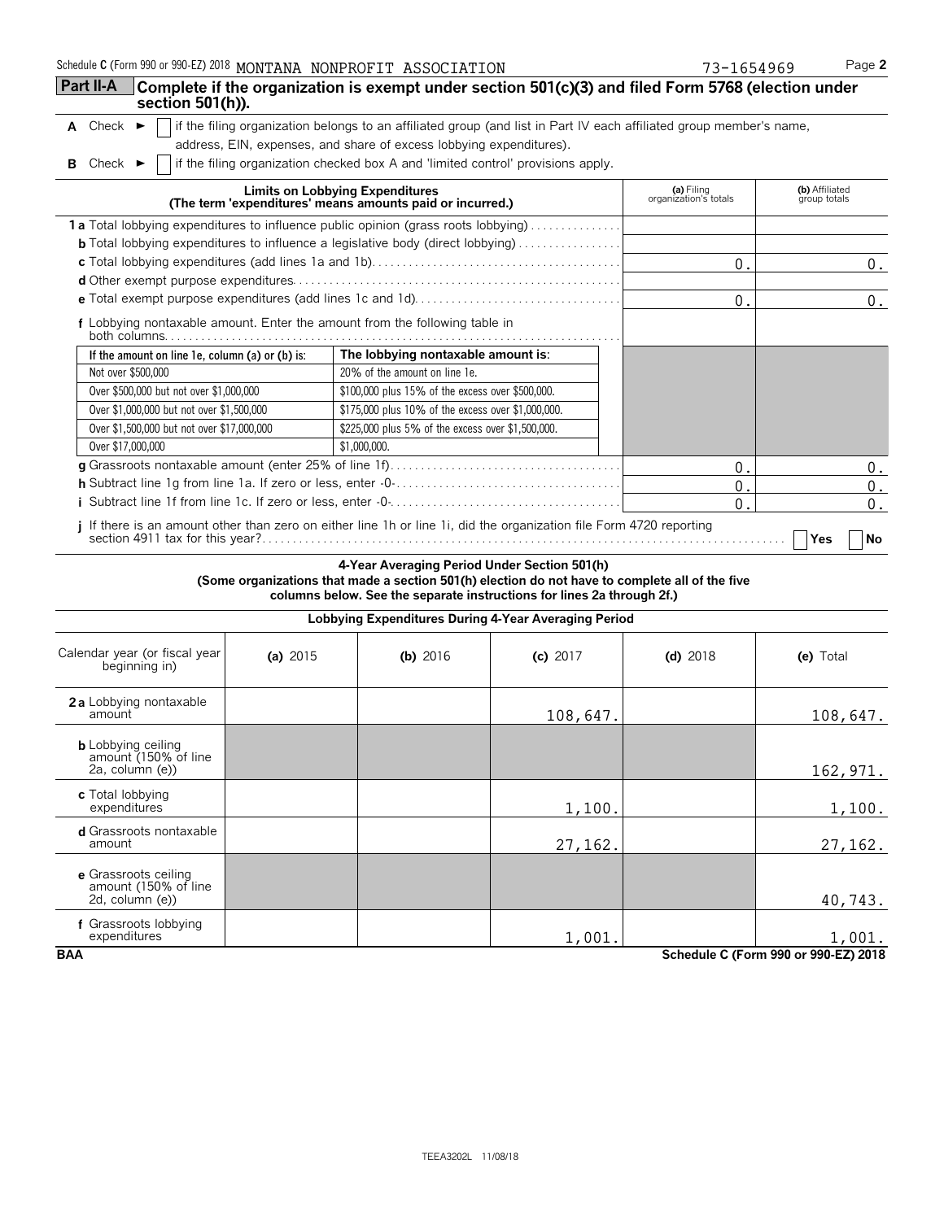Schedule C (Form 990 or 990-EZ) 2018 MONTANA NONPROFIT ASSOCIATION 73-1654969 Page 2

## Part II-A Complete if the organization is exempt under section 501(c)(3) and filed Form 5768 (election under section 501(h)).

**A** Check ► ☐ if the filing organization belongs to an affiliated group (and list in Part IV each affiliated group member's name, address, EIN, expenses, and share of excess lobbying expenditures).

**B** Check ► ☐ if the filing organization checked box A and 'limited control' provisions apply.

| Limits on Lobbying Expenditures (The term 'expenditures' means amounts paid or incurred.) | (a) Filing organization's totals | (b) Affiliated group totals |
|---|---|---|
| **1 a** Total lobbying expenditures to influence public opinion (grass roots lobbying) | | |
| **b** Total lobbying expenditures to influence a legislative body (direct lobbying) | | |
| **c** Total lobbying expenditures (add lines 1a and 1b) | 0. | 0. |
| **d** Other exempt purpose expenditures | | |
| **e** Total exempt purpose expenditures (add lines 1c and 1d) | 0. | 0. |
| **f** Lobbying nontaxable amount. Enter the amount from the following table in both columns | | |

| If the amount on line 1e, column (a) or (b) is: | The lobbying nontaxable amount is: |
|---|---|
| Not over $500,000 | 20% of the amount on line 1e. |
| Over $500,000 but not over $1,000,000 | $100,000 plus 15% of the excess over $500,000. |
| Over $1,000,000 but not over $1,500,000 | $175,000 plus 10% of the excess over $1,000,000. |
| Over $1,500,000 but not over $17,000,000 | $225,000 plus 5% of the excess over $1,500,000. |
| Over $17,000,000 | $1,000,000. |

| | (a) | (b) |
|---|---|---|
| **g** Grassroots nontaxable amount (enter 25% of line 1f) | 0. | 0. |
| **h** Subtract line 1g from line 1a. If zero or less, enter -0- | 0. | 0. |
| **i** Subtract line 1f from line 1c. If zero or less, enter -0- | 0. | 0. |

**j** If there is an amount other than zero on either line 1h or line 1i, did the organization file Form 4720 reporting section 4911 tax for this year? ☐ Yes ☐ No

### 4-Year Averaging Period Under Section 501(h)

**(Some organizations that made a section 501(h) election do not have to complete all of the five columns below. See the separate instructions for lines 2a through 2f.)**

**Lobbying Expenditures During 4-Year Averaging Period**

| Calendar year (or fiscal year beginning in) | (a) 2015 | (b) 2016 | (c) 2017 | (d) 2018 | (e) Total |
|---|---|---|---|---|---|
| **2a** Lobbying nontaxable amount | | | 108,647. | | 108,647. |
| **b** Lobbying ceiling amount (150% of line 2a, column (e)) | | | | | 162,971. |
| **c** Total lobbying expenditures | | | 1,100. | | 1,100. |
| **d** Grassroots nontaxable amount | | | 27,162. | | 27,162. |
| **e** Grassroots ceiling amount (150% of line 2d, column (e)) | | | | | 40,743. |
| **f** Grassroots lobbying expenditures | | | 1,001. | | 1,001. |

**BAA** **Schedule C (Form 990 or 990-EZ) 2018**

TEEA3202L 11/08/18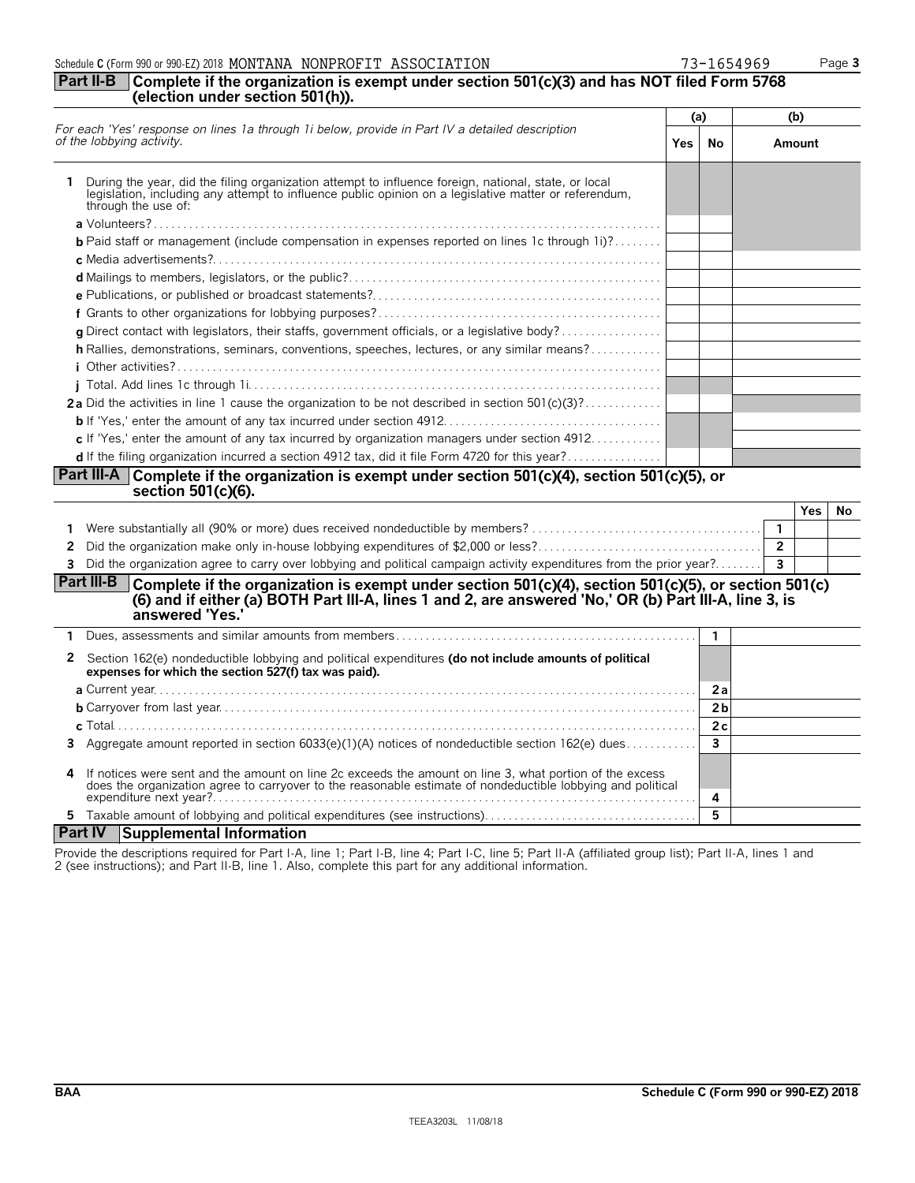Schedule C (Form 990 or 990-EZ) 2018 MONTANA NONPROFIT ASSOCIATION 73-1654969

## Part II-B Complete if the organization is exempt under section 501(c)(3) and has NOT filed Form 5768 (election under section 501(h)).

| *For each 'Yes' response on lines 1a through 1i below, provide in Part IV a detailed description of the lobbying activity.* | (a) Yes | (a) No | (b) Amount |
|---|---|---|---|
| **1** During the year, did the filing organization attempt to influence foreign, national, state, or local legislation, including any attempt to influence public opinion on a legislative matter or referendum, through the use of: | | | |
| **a** Volunteers? | | | |
| **b** Paid staff or management (include compensation in expenses reported on lines 1c through 1i)? | | | |
| **c** Media advertisements? | | | |
| **d** Mailings to members, legislators, or the public? | | | |
| **e** Publications, or published or broadcast statements? | | | |
| **f** Grants to other organizations for lobbying purposes? | | | |
| **g** Direct contact with legislators, their staffs, government officials, or a legislative body? | | | |
| **h** Rallies, demonstrations, seminars, conventions, speeches, lectures, or any similar means? | | | |
| **i** Other activities? | | | |
| **j** Total. Add lines 1c through 1i | | | |
| **2a** Did the activities in line 1 cause the organization to be not described in section 501(c)(3)? | | | |
| **b** If 'Yes,' enter the amount of any tax incurred under section 4912 | | | |
| **c** If 'Yes,' enter the amount of any tax incurred by organization managers under section 4912 | | | |
| **d** If the filing organization incurred a section 4912 tax, did it file Form 4720 for this year? | | | |

## Part III-A Complete if the organization is exempt under section 501(c)(4), section 501(c)(5), or section 501(c)(6).

| | | | Yes | No |
|---|---|---|---|---|
| **1** | Were substantially all (90% or more) dues received nondeductible by members? | 1 | | |
| **2** | Did the organization make only in-house lobbying expenditures of $2,000 or less? | 2 | | |
| **3** | Did the organization agree to carry over lobbying and political campaign activity expenditures from the prior year? | 3 | | |

## Part III-B Complete if the organization is exempt under section 501(c)(4), section 501(c)(5), or section 501(c)(6) and if either (a) BOTH Part III-A, lines 1 and 2, are answered 'No,' OR (b) Part III-A, line 3, is answered 'Yes.'

| | | | |
|---|---|---|---|
| **1** | Dues, assessments and similar amounts from members | 1 | |
| **2** | Section 162(e) nondeductible lobbying and political expenditures **(do not include amounts of political expenses for which the section 527(f) tax was paid).** | | |
| | **a** Current year | 2a | |
| | **b** Carryover from last year | 2b | |
| | **c** Total | 2c | |
| **3** | Aggregate amount reported in section 6033(e)(1)(A) notices of nondeductible section 162(e) dues | 3 | |
| **4** | If notices were sent and the amount on line 2c exceeds the amount on line 3, what portion of the excess does the organization agree to carryover to the reasonable estimate of nondeductible lobbying and political expenditure next year? | 4 | |
| **5** | Taxable amount of lobbying and political expenditures (see instructions) | 5 | |

## Part IV Supplemental Information

Provide the descriptions required for Part I-A, line 1; Part I-B, line 4; Part I-C, line 5; Part II-A (affiliated group list); Part II-A, lines 1 and 2 (see instructions); and Part II-B, line 1. Also, complete this part for any additional information.

BAA Schedule C (Form 990 or 990-EZ) 2018

TEEA3203L 11/08/18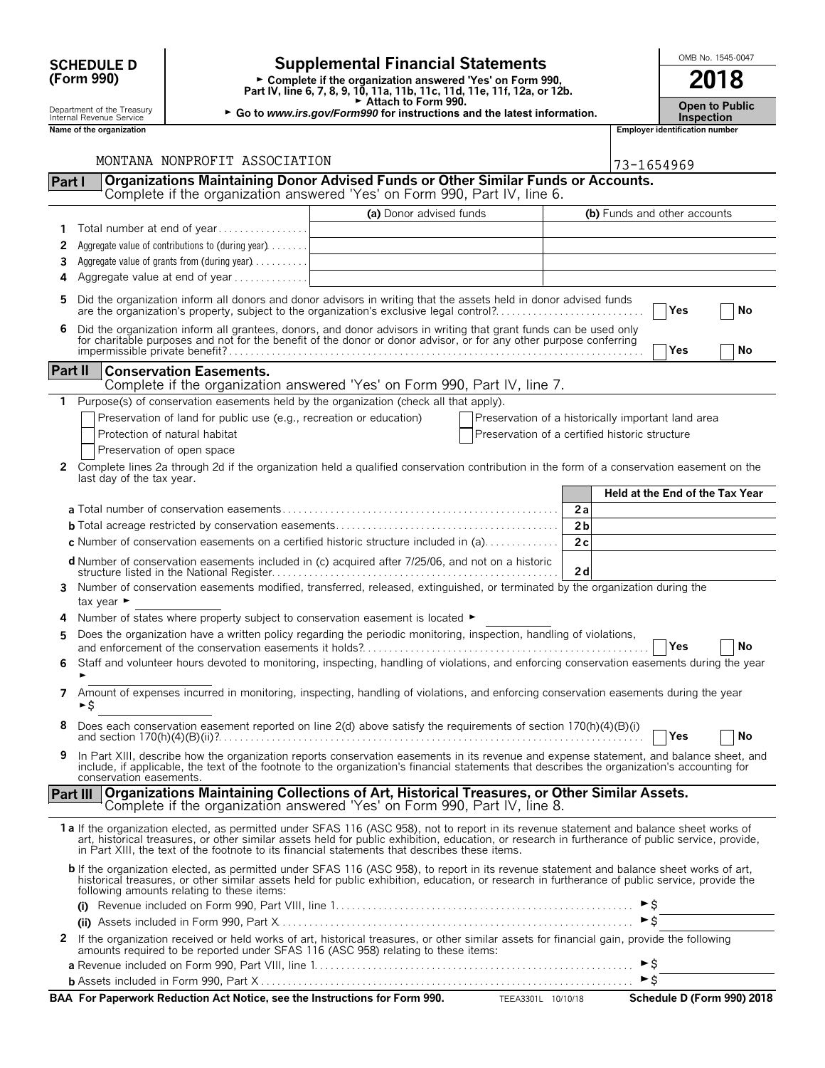# SCHEDULE D (Form 990)

Department of the Treasury
Internal Revenue Service

## Supplemental Financial Statements

► Complete if the organization answered 'Yes' on Form 990, Part IV, line 6, 7, 8, 9, 10, 11a, 11b, 11c, 11d, 11e, 11f, 12a, or 12b.
► Attach to Form 990.
► Go to *www.irs.gov/Form990* for instructions and the latest information.

OMB No. 1545-0047

**2018**

**Open to Public Inspection**

**Name of the organization**: MONTANA NONPROFIT ASSOCIATION

**Employer identification number**: 73-1654969

### Part I — Organizations Maintaining Donor Advised Funds or Other Similar Funds or Accounts.
Complete if the organization answered 'Yes' on Form 990, Part IV, line 6.

| | | (a) Donor advised funds | (b) Funds and other accounts |
|---|---|---|---|
| 1 | Total number at end of year | | |
| 2 | Aggregate value of contributions to (during year) | | |
| 3 | Aggregate value of grants from (during year) | | |
| 4 | Aggregate value at end of year | | |

5 Did the organization inform all donors and donor advisors in writing that the assets held in donor advised funds are the organization's property, subject to the organization's exclusive legal control? ☐ Yes ☐ No

6 Did the organization inform all grantees, donors, and donor advisors in writing that grant funds can be used only for charitable purposes and not for the benefit of the donor or donor advisor, or for any other purpose conferring impermissible private benefit? ☐ Yes ☐ No

### Part II — Conservation Easements.
Complete if the organization answered 'Yes' on Form 990, Part IV, line 7.

1 Purpose(s) of conservation easements held by the organization (check all that apply).

☐ Preservation of land for public use (e.g., recreation or education)
☐ Preservation of a historically important land area
☐ Protection of natural habitat
☐ Preservation of a certified historic structure
☐ Preservation of open space

2 Complete lines 2a through 2d if the organization held a qualified conservation contribution in the form of a conservation easement on the last day of the tax year.

| | | Held at the End of the Tax Year |
|---|---|---|
| a Total number of conservation easements | 2a | |
| b Total acreage restricted by conservation easements | 2b | |
| c Number of conservation easements on a certified historic structure included in (a) | 2c | |
| d Number of conservation easements included in (c) acquired after 7/25/06, and not on a historic structure listed in the National Register | 2d | |

3 Number of conservation easements modified, transferred, released, extinguished, or terminated by the organization during the tax year ►

4 Number of states where property subject to conservation easement is located ►

5 Does the organization have a written policy regarding the periodic monitoring, inspection, handling of violations, and enforcement of the conservation easements it holds? ☐ Yes ☐ No

6 Staff and volunteer hours devoted to monitoring, inspecting, handling of violations, and enforcing conservation easements during the year ►

7 Amount of expenses incurred in monitoring, inspecting, handling of violations, and enforcing conservation easements during the year ►$

8 Does each conservation easement reported on line 2(d) above satisfy the requirements of section 170(h)(4)(B)(i) and section 170(h)(4)(B)(ii)? ☐ Yes ☐ No

9 In Part XIII, describe how the organization reports conservation easements in its revenue and expense statement, and balance sheet, and include, if applicable, the text of the footnote to the organization's financial statements that describes the organization's accounting for conservation easements.

### Part III — Organizations Maintaining Collections of Art, Historical Treasures, or Other Similar Assets.
Complete if the organization answered 'Yes' on Form 990, Part IV, line 8.

1a If the organization elected, as permitted under SFAS 116 (ASC 958), not to report in its revenue statement and balance sheet works of art, historical treasures, or other similar assets held for public exhibition, education, or research in furtherance of public service, provide, in Part XIII, the text of the footnote to its financial statements that describes these items.

b If the organization elected, as permitted under SFAS 116 (ASC 958), to report in its revenue statement and balance sheet works of art, historical treasures, or other similar assets held for public exhibition, education, or research in furtherance of public service, provide the following amounts relating to these items:

(i) Revenue included on Form 990, Part VIII, line 1 ►$

(ii) Assets included in Form 990, Part X ►$

2 If the organization received or held works of art, historical treasures, or other similar assets for financial gain, provide the following amounts required to be reported under SFAS 116 (ASC 958) relating to these items:

a Revenue included on Form 990, Part VIII, line 1 ►$

b Assets included in Form 990, Part X ►$

**BAA For Paperwork Reduction Act Notice, see the Instructions for Form 990.** TEEA3301L 10/10/18 **Schedule D (Form 990) 2018**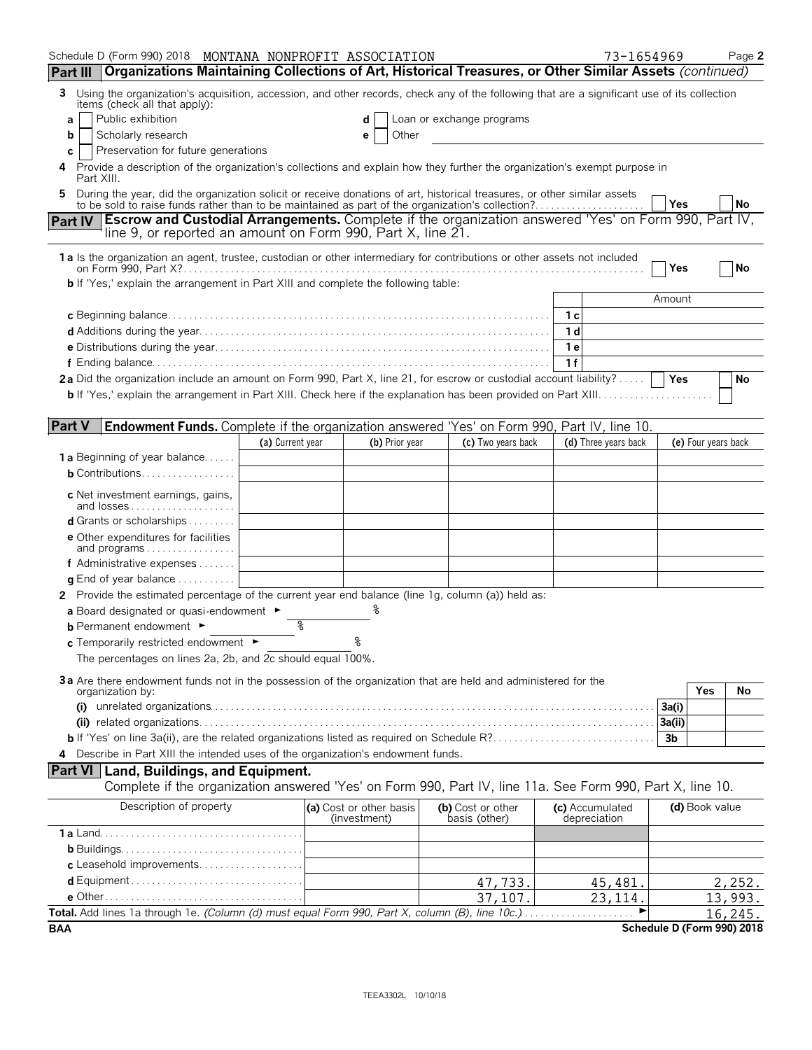Schedule D (Form 990) 2018 MONTANA NONPROFIT ASSOCIATION 73-1654969 Page 2

## Part III Organizations Maintaining Collections of Art, Historical Treasures, or Other Similar Assets *(continued)*

**3** Using the organization's acquisition, accession, and other records, check any of the following that are a significant use of its collection items (check all that apply):

- **a** Public exhibition
- **b** Scholarly research
- **c** Preservation for future generations
- **d** Loan or exchange programs
- **e** Other

**4** Provide a description of the organization's collections and explain how they further the organization's exempt purpose in Part XIII.

**5** During the year, did the organization solicit or receive donations of art, historical treasures, or other similar assets to be sold to raise funds rather than to be maintained as part of the organization's collection? Yes No

## Part IV Escrow and Custodial Arrangements. Complete if the organization answered 'Yes' on Form 990, Part IV, line 9, or reported an amount on Form 990, Part X, line 21.

**1a** Is the organization an agent, trustee, custodian or other intermediary for contributions or other assets not included on Form 990, Part X? Yes No

**b** If 'Yes,' explain the arrangement in Part XIII and complete the following table:

| | | Amount |
|---|---|---|
| **c** Beginning balance | 1c | |
| **d** Additions during the year | 1d | |
| **e** Distributions during the year | 1e | |
| **f** Ending balance | 1f | |

**2a** Did the organization include an amount on Form 990, Part X, line 21, for escrow or custodial account liability? Yes No

**b** If 'Yes,' explain the arrangement in Part XIII. Check here if the explanation has been provided on Part XIII

## Part V Endowment Funds. Complete if the organization answered 'Yes' on Form 990, Part IV, line 10.

| | (a) Current year | (b) Prior year | (c) Two years back | (d) Three years back | (e) Four years back |
|---|---|---|---|---|---|
| **1a** Beginning of year balance | | | | | |
| **b** Contributions | | | | | |
| **c** Net investment earnings, gains, and losses | | | | | |
| **d** Grants or scholarships | | | | | |
| **e** Other expenditures for facilities and programs | | | | | |
| **f** Administrative expenses | | | | | |
| **g** End of year balance | | | | | |

**2** Provide the estimated percentage of the current year end balance (line 1g, column (a)) held as:

- **a** Board designated or quasi-endowment ► %
- **b** Permanent endowment ► %
- **c** Temporarily restricted endowment ► %

The percentages on lines 2a, 2b, and 2c should equal 100%.

**3a** Are there endowment funds not in the possession of the organization that are held and administered for the organization by:

| | | Yes | No |
|---|---|---|---|
| **(i)** unrelated organizations | 3a(i) | | |
| **(ii)** related organizations | 3a(ii) | | |
| **b** If 'Yes' on line 3a(ii), are the related organizations listed as required on Schedule R? | 3b | | |

**4** Describe in Part XIII the intended uses of the organization's endowment funds.

## Part VI Land, Buildings, and Equipment.

Complete if the organization answered 'Yes' on Form 990, Part IV, line 11a. See Form 990, Part X, line 10.

| Description of property | (a) Cost or other basis (investment) | (b) Cost or other basis (other) | (c) Accumulated depreciation | (d) Book value |
|---|---|---|---|---|
| **1a** Land | | | | |
| **b** Buildings | | | | |
| **c** Leasehold improvements | | | | |
| **d** Equipment | | 47,733. | 45,481. | 2,252. |
| **e** Other | | 37,107. | 23,114. | 13,993. |
| **Total.** Add lines 1a through 1e. *(Column (d) must equal Form 990, Part X, column (B), line 10c.)* ► | | | | 16,245. |

BAA Schedule D (Form 990) 2018

TEEA3302L 10/10/18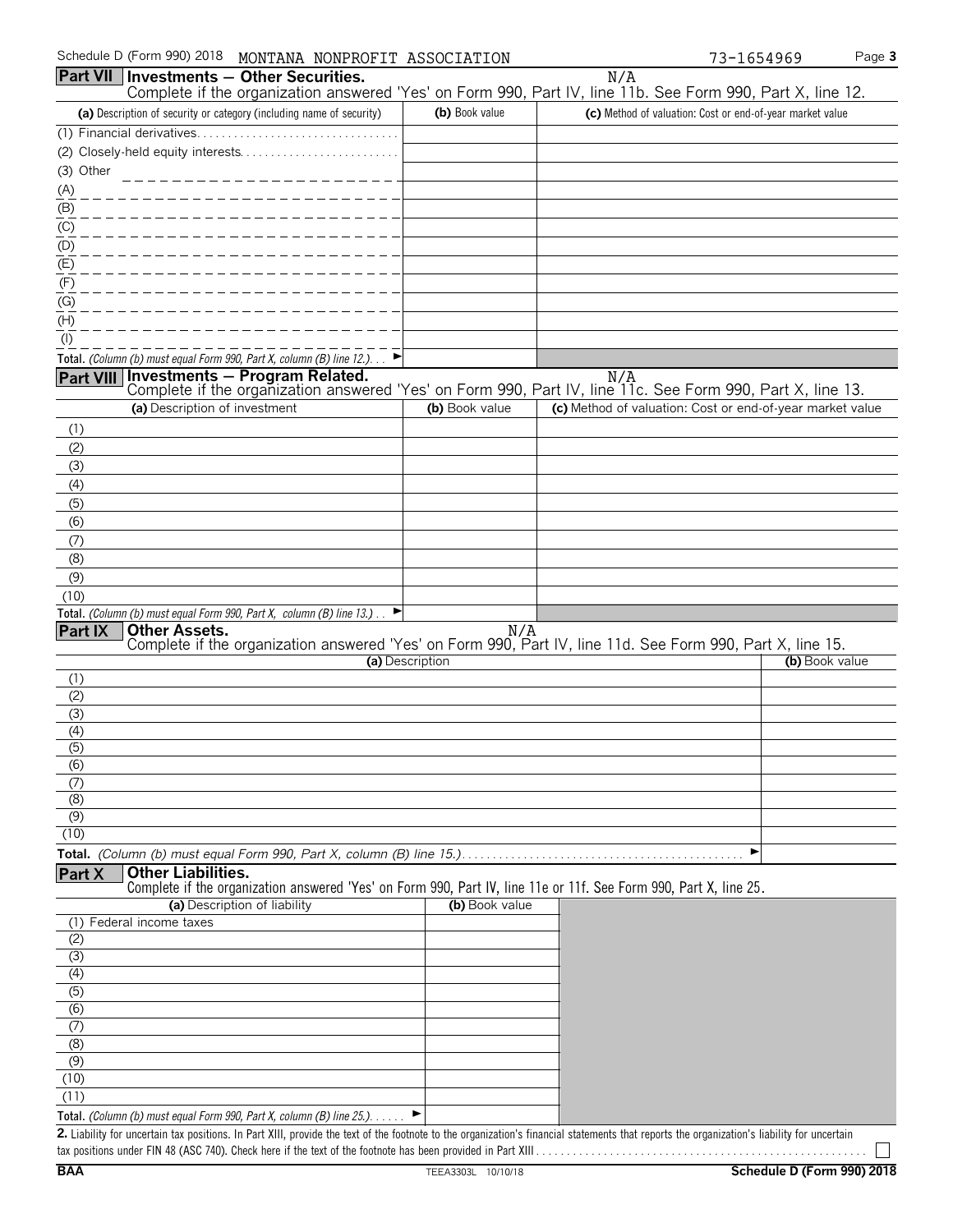Schedule D (Form 990) 2018 MONTANA NONPROFIT ASSOCIATION 73-1654969

## Part VII Investments — Other Securities.

N/A

Complete if the organization answered 'Yes' on Form 990, Part IV, line 11b. See Form 990, Part X, line 12.

| (a) Description of security or category (including name of security) | (b) Book value | (c) Method of valuation: Cost or end-of-year market value |
|---|---|---|
| (1) Financial derivatives | | |
| (2) Closely-held equity interests | | |
| (3) Other | | |
| (A) | | |
| (B) | | |
| (C) | | |
| (D) | | |
| (E) | | |
| (F) | | |
| (G) | | |
| (H) | | |
| (I) | | |
| **Total.** *(Column (b) must equal Form 990, Part X, column (B) line 12.)* ► | | |

## Part VIII Investments — Program Related.

N/A

Complete if the organization answered 'Yes' on Form 990, Part IV, line 11c. See Form 990, Part X, line 13.

| (a) Description of investment | (b) Book value | (c) Method of valuation: Cost or end-of-year market value |
|---|---|---|
| (1) | | |
| (2) | | |
| (3) | | |
| (4) | | |
| (5) | | |
| (6) | | |
| (7) | | |
| (8) | | |
| (9) | | |
| (10) | | |
| **Total.** *(Column (b) must equal Form 990, Part X, column (B) line 13.)* ► | | |

## Part IX Other Assets.

N/A

Complete if the organization answered 'Yes' on Form 990, Part IV, line 11d. See Form 990, Part X, line 15.

| (a) Description | (b) Book value |
|---|---|
| (1) | |
| (2) | |
| (3) | |
| (4) | |
| (5) | |
| (6) | |
| (7) | |
| (8) | |
| (9) | |
| (10) | |
| **Total.** *(Column (b) must equal Form 990, Part X, column (B) line 15.)* ► | |

## Part X Other Liabilities.

Complete if the organization answered 'Yes' on Form 990, Part IV, line 11e or 11f. See Form 990, Part X, line 25.

| (a) Description of liability | (b) Book value |
|---|---|
| (1) Federal income taxes | |
| (2) | |
| (3) | |
| (4) | |
| (5) | |
| (6) | |
| (7) | |
| (8) | |
| (9) | |
| (10) | |
| (11) | |
| **Total.** *(Column (b) must equal Form 990, Part X, column (B) line 25.)* ► | |

**2.** Liability for uncertain tax positions. In Part XIII, provide the text of the footnote to the organization's financial statements that reports the organization's liability for uncertain tax positions under FIN 48 (ASC 740). Check here if the text of the footnote has been provided in Part XIII ☐

BAA TEEA3303L 10/10/18 **Schedule D (Form 990) 2018**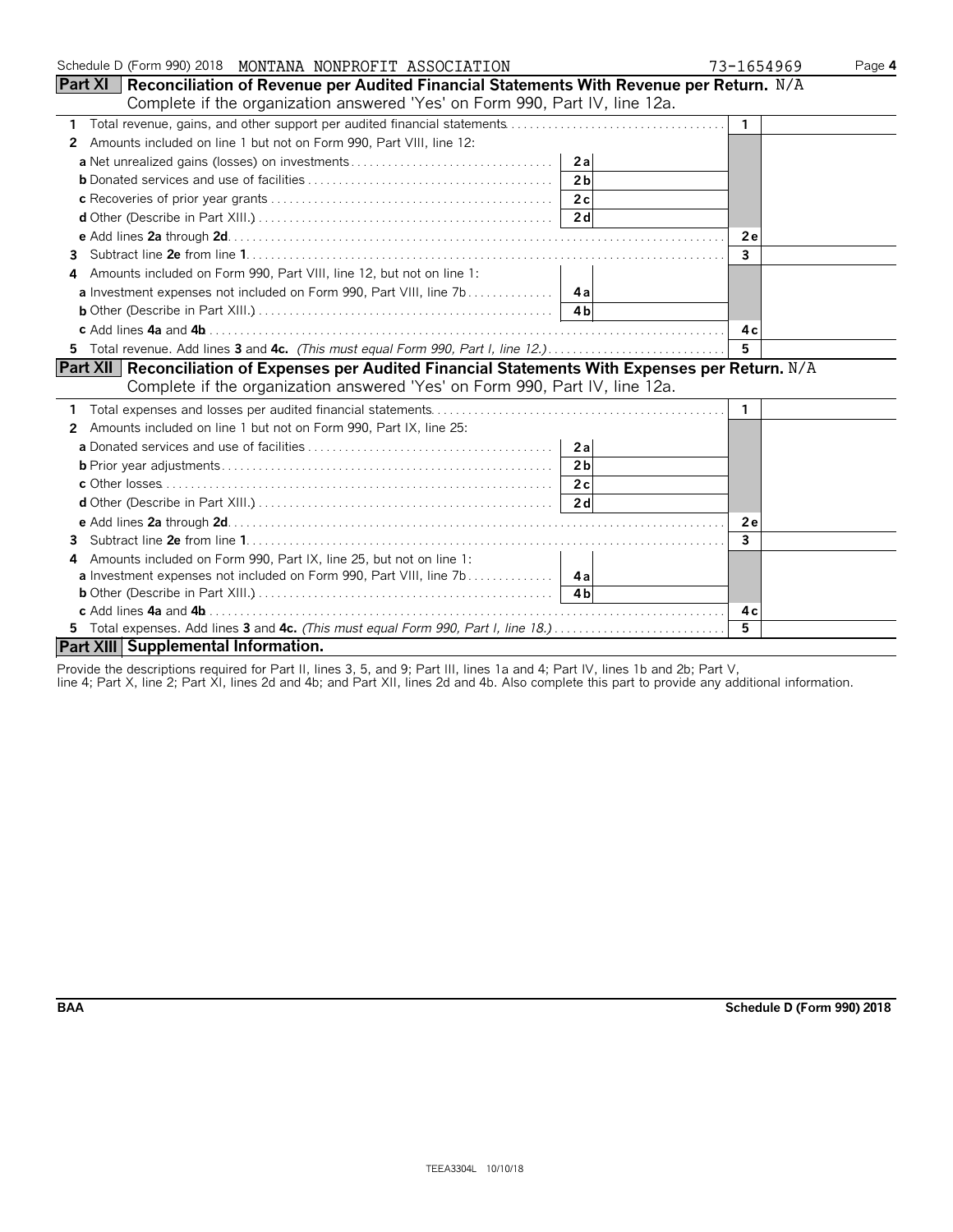Schedule D (Form 990) 2018 MONTANA NONPROFIT ASSOCIATION 73-1654969 Page 4

## Part XI Reconciliation of Revenue per Audited Financial Statements With Revenue per Return. N/A

Complete if the organization answered 'Yes' on Form 990, Part IV, line 12a.

| | | | | |
|---|---|---|---|---|
| **1** Total revenue, gains, and other support per audited financial statements | | | 1 | |
| **2** Amounts included on line 1 but not on Form 990, Part VIII, line 12: | | | | |
| **a** Net unrealized gains (losses) on investments | 2a | | | |
| **b** Donated services and use of facilities | 2b | | | |
| **c** Recoveries of prior year grants | 2c | | | |
| **d** Other (Describe in Part XIII.) | 2d | | | |
| **e** Add lines **2a** through **2d** | | | 2e | |
| **3** Subtract line **2e** from line **1** | | | 3 | |
| **4** Amounts included on Form 990, Part VIII, line 12, but not on line 1: | | | | |
| **a** Investment expenses not included on Form 990, Part VIII, line 7b | 4a | | | |
| **b** Other (Describe in Part XIII.) | 4b | | | |
| **c** Add lines **4a** and **4b** | | | 4c | |
| **5** Total revenue. Add lines **3** and **4c.** *(This must equal Form 990, Part I, line 12.)* | | | 5 | |

## Part XII Reconciliation of Expenses per Audited Financial Statements With Expenses per Return. N/A

Complete if the organization answered 'Yes' on Form 990, Part IV, line 12a.

| | | | | |
|---|---|---|---|---|
| **1** Total expenses and losses per audited financial statements | | | 1 | |
| **2** Amounts included on line 1 but not on Form 990, Part IX, line 25: | | | | |
| **a** Donated services and use of facilities | 2a | | | |
| **b** Prior year adjustments | 2b | | | |
| **c** Other losses | 2c | | | |
| **d** Other (Describe in Part XIII.) | 2d | | | |
| **e** Add lines **2a** through **2d** | | | 2e | |
| **3** Subtract line **2e** from line **1** | | | 3 | |
| **4** Amounts included on Form 990, Part IX, line 25, but not on line 1: | | | | |
| **a** Investment expenses not included on Form 990, Part VIII, line 7b | 4a | | | |
| **b** Other (Describe in Part XIII.) | 4b | | | |
| **c** Add lines **4a** and **4b** | | | 4c | |
| **5** Total expenses. Add lines **3** and **4c.** *(This must equal Form 990, Part I, line 18.)* | | | 5 | |

## Part XIII Supplemental Information.

Provide the descriptions required for Part II, lines 3, 5, and 9; Part III, lines 1a and 4; Part IV, lines 1b and 2b; Part V, line 4; Part X, line 2; Part XI, lines 2d and 4b; and Part XII, lines 2d and 4b. Also complete this part to provide any additional information.

BAA Schedule D (Form 990) 2018

TEEA3304L 10/10/18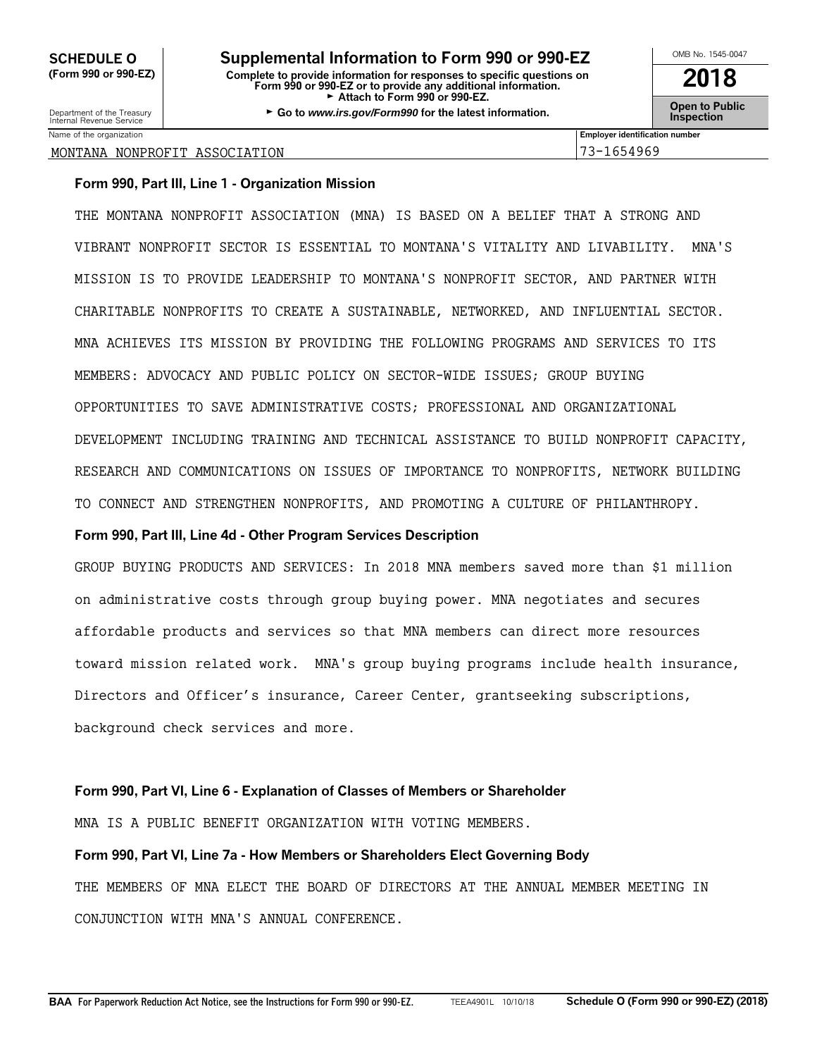**SCHEDULE O** (Form 990 or 990-EZ)

Department of the Treasury
Internal Revenue Service

# Supplemental Information to Form 990 or 990-EZ

**Complete to provide information for responses to specific questions on Form 990 or 990-EZ or to provide any additional information.**
**► Attach to Form 990 or 990-EZ.**
**► Go to *www.irs.gov/Form990* for the latest information.**

OMB No. 1545-0047

**2018**

**Open to Public Inspection**

| Name of the organization | Employer identification number |
|---|---|
| MONTANA NONPROFIT ASSOCIATION | 73-1654969 |

**Form 990, Part III, Line 1 - Organization Mission**

THE MONTANA NONPROFIT ASSOCIATION (MNA) IS BASED ON A BELIEF THAT A STRONG AND VIBRANT NONPROFIT SECTOR IS ESSENTIAL TO MONTANA'S VITALITY AND LIVABILITY. MNA'S MISSION IS TO PROVIDE LEADERSHIP TO MONTANA'S NONPROFIT SECTOR, AND PARTNER WITH CHARITABLE NONPROFITS TO CREATE A SUSTAINABLE, NETWORKED, AND INFLUENTIAL SECTOR. MNA ACHIEVES ITS MISSION BY PROVIDING THE FOLLOWING PROGRAMS AND SERVICES TO ITS MEMBERS: ADVOCACY AND PUBLIC POLICY ON SECTOR-WIDE ISSUES; GROUP BUYING OPPORTUNITIES TO SAVE ADMINISTRATIVE COSTS; PROFESSIONAL AND ORGANIZATIONAL DEVELOPMENT INCLUDING TRAINING AND TECHNICAL ASSISTANCE TO BUILD NONPROFIT CAPACITY, RESEARCH AND COMMUNICATIONS ON ISSUES OF IMPORTANCE TO NONPROFITS, NETWORK BUILDING TO CONNECT AND STRENGTHEN NONPROFITS, AND PROMOTING A CULTURE OF PHILANTHROPY.

**Form 990, Part III, Line 4d - Other Program Services Description**

GROUP BUYING PRODUCTS AND SERVICES: In 2018 MNA members saved more than $1 million on administrative costs through group buying power. MNA negotiates and secures affordable products and services so that MNA members can direct more resources toward mission related work. MNA's group buying programs include health insurance, Directors and Officer's insurance, Career Center, grantseeking subscriptions, background check services and more.

**Form 990, Part VI, Line 6 - Explanation of Classes of Members or Shareholder**

MNA IS A PUBLIC BENEFIT ORGANIZATION WITH VOTING MEMBERS.

**Form 990, Part VI, Line 7a - How Members or Shareholders Elect Governing Body**

THE MEMBERS OF MNA ELECT THE BOARD OF DIRECTORS AT THE ANNUAL MEMBER MEETING IN CONJUNCTION WITH MNA'S ANNUAL CONFERENCE.

**BAA** For Paperwork Reduction Act Notice, see the Instructions for Form 990 or 990-EZ. TEEA4901L 10/10/18 **Schedule O (Form 990 or 990-EZ) (2018)**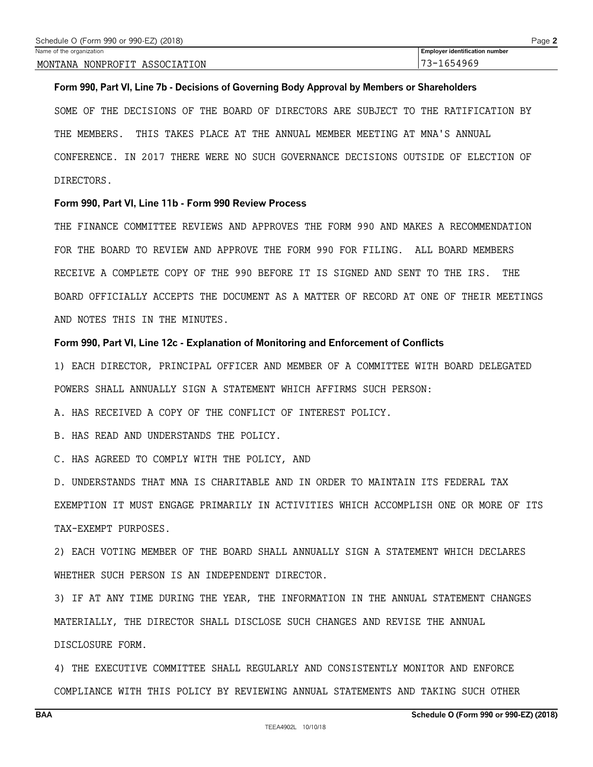Name of the organization: MONTANA NONPROFIT ASSOCIATION

Employer identification number: 73-1654969

**Form 990, Part VI, Line 7b - Decisions of Governing Body Approval by Members or Shareholders**

SOME OF THE DECISIONS OF THE BOARD OF DIRECTORS ARE SUBJECT TO THE RATIFICATION BY THE MEMBERS. THIS TAKES PLACE AT THE ANNUAL MEMBER MEETING AT MNA'S ANNUAL CONFERENCE. IN 2017 THERE WERE NO SUCH GOVERNANCE DECISIONS OUTSIDE OF ELECTION OF DIRECTORS.

**Form 990, Part VI, Line 11b - Form 990 Review Process**

THE FINANCE COMMITTEE REVIEWS AND APPROVES THE FORM 990 AND MAKES A RECOMMENDATION FOR THE BOARD TO REVIEW AND APPROVE THE FORM 990 FOR FILING. ALL BOARD MEMBERS RECEIVE A COMPLETE COPY OF THE 990 BEFORE IT IS SIGNED AND SENT TO THE IRS. THE BOARD OFFICIALLY ACCEPTS THE DOCUMENT AS A MATTER OF RECORD AT ONE OF THEIR MEETINGS AND NOTES THIS IN THE MINUTES.

**Form 990, Part VI, Line 12c - Explanation of Monitoring and Enforcement of Conflicts**

1) EACH DIRECTOR, PRINCIPAL OFFICER AND MEMBER OF A COMMITTEE WITH BOARD DELEGATED POWERS SHALL ANNUALLY SIGN A STATEMENT WHICH AFFIRMS SUCH PERSON:

A. HAS RECEIVED A COPY OF THE CONFLICT OF INTEREST POLICY.

B. HAS READ AND UNDERSTANDS THE POLICY.

C. HAS AGREED TO COMPLY WITH THE POLICY, AND

D. UNDERSTANDS THAT MNA IS CHARITABLE AND IN ORDER TO MAINTAIN ITS FEDERAL TAX EXEMPTION IT MUST ENGAGE PRIMARILY IN ACTIVITIES WHICH ACCOMPLISH ONE OR MORE OF ITS TAX-EXEMPT PURPOSES.

2) EACH VOTING MEMBER OF THE BOARD SHALL ANNUALLY SIGN A STATEMENT WHICH DECLARES WHETHER SUCH PERSON IS AN INDEPENDENT DIRECTOR.

3) IF AT ANY TIME DURING THE YEAR, THE INFORMATION IN THE ANNUAL STATEMENT CHANGES MATERIALLY, THE DIRECTOR SHALL DISCLOSE SUCH CHANGES AND REVISE THE ANNUAL DISCLOSURE FORM.

4) THE EXECUTIVE COMMITTEE SHALL REGULARLY AND CONSISTENTLY MONITOR AND ENFORCE COMPLIANCE WITH THIS POLICY BY REVIEWING ANNUAL STATEMENTS AND TAKING SUCH OTHER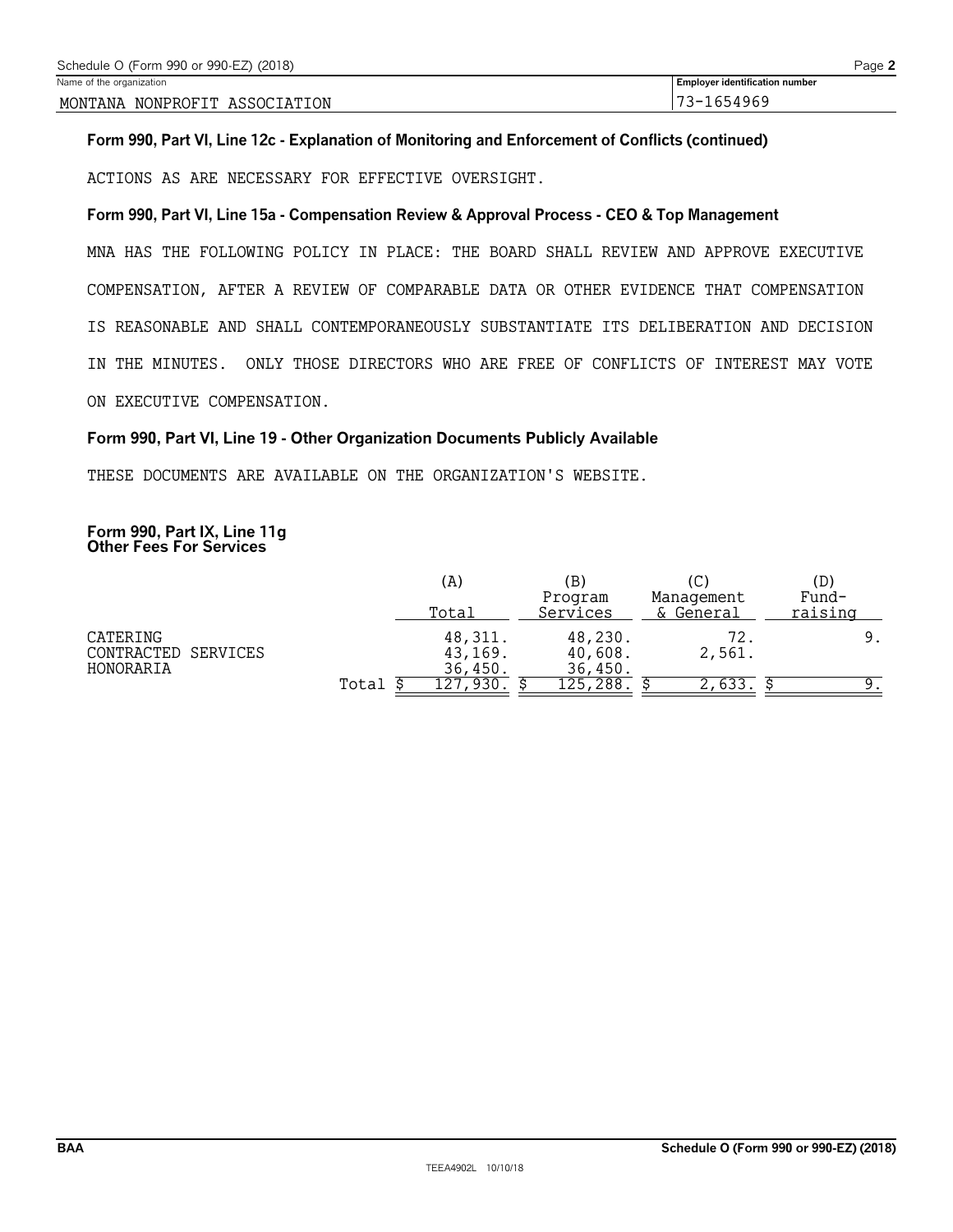Name of the organization: MONTANA NONPROFIT ASSOCIATION

Employer identification number: 73-1654969

**Form 990, Part VI, Line 12c - Explanation of Monitoring and Enforcement of Conflicts (continued)**

ACTIONS AS ARE NECESSARY FOR EFFECTIVE OVERSIGHT.

**Form 990, Part VI, Line 15a - Compensation Review & Approval Process - CEO & Top Management**

MNA HAS THE FOLLOWING POLICY IN PLACE: THE BOARD SHALL REVIEW AND APPROVE EXECUTIVE COMPENSATION, AFTER A REVIEW OF COMPARABLE DATA OR OTHER EVIDENCE THAT COMPENSATION IS REASONABLE AND SHALL CONTEMPORANEOUSLY SUBSTANTIATE ITS DELIBERATION AND DECISION IN THE MINUTES. ONLY THOSE DIRECTORS WHO ARE FREE OF CONFLICTS OF INTEREST MAY VOTE ON EXECUTIVE COMPENSATION.

**Form 990, Part VI, Line 19 - Other Organization Documents Publicly Available**

THESE DOCUMENTS ARE AVAILABLE ON THE ORGANIZATION'S WEBSITE.

**Form 990, Part IX, Line 11g**
**Other Fees For Services**

| | (A) Total | (B) Program Services | (C) Management & General | (D) Fund-raising |
|---|---|---|---|---|
| CATERING | 48,311. | 48,230. | 72. | 9. |
| CONTRACTED SERVICES | 43,169. | 40,608. | 2,561. | |
| HONORARIA | 36,450. | 36,450. | | |
| Total | $ 127,930. | $ 125,288. | $ 2,633. | $ 9. |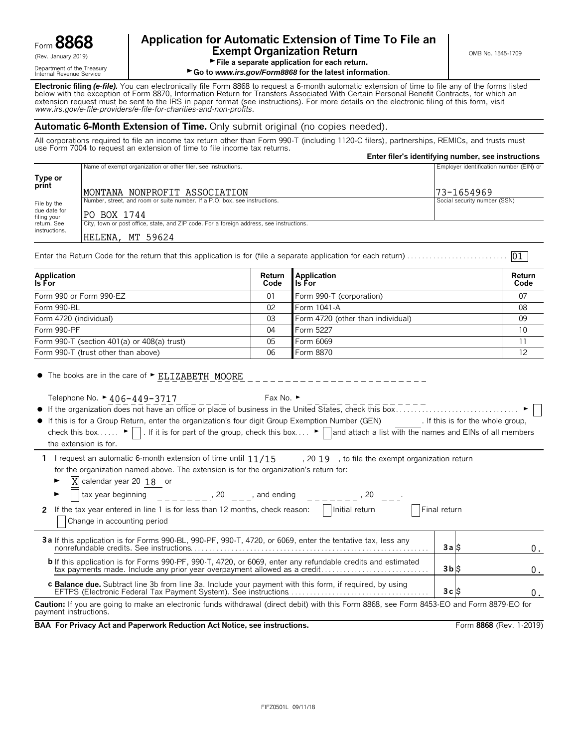Form **8868**
(Rev. January 2019)
Department of the Treasury
Internal Revenue Service

# Application for Automatic Extension of Time To File an Exempt Organization Return

► File a separate application for each return.
► Go to *www.irs.gov/Form8868* for the latest information.

OMB No. 1545-1709

**Electronic filing *(e-file).*** You can electronically file Form 8868 to request a 6-month automatic extension of time to file any of the forms listed below with the exception of Form 8870, Information Return for Transfers Associated With Certain Personal Benefit Contracts, for which an extension request must be sent to the IRS in paper format (see instructions). For more details on the electronic filing of this form, visit *www.irs.gov/e-file-providers/e-file-for-charities-and-non-profits*.

## Automatic 6-Month Extension of Time. Only submit original (no copies needed).

All corporations required to file an income tax return other than Form 990-T (including 1120-C filers), partnerships, REMICs, and trusts must use Form 7004 to request an extension of time to file income tax returns.

**Enter filer's identifying number, see instructions**

| | | |
|---|---|---|
| **Type or print** | Name of exempt organization or other filer, see instructions.<br>MONTANA NONPROFIT ASSOCIATION | Employer identification number (EIN) or<br>73-1654969 |
| File by the due date for filing your return. See instructions. | Number, street, and room or suite number. If a P.O. box, see instructions.<br>PO BOX 1744 | Social security number (SSN) |
| | City, town or post office, state, and ZIP code. For a foreign address, see instructions.<br>HELENA, MT 59624 | |

Enter the Return Code for the return that this application is for (file a separate application for each return) . . . 01

| Application Is For | Return Code | Application Is For | Return Code |
|---|---|---|---|
| Form 990 or Form 990-EZ | 01 | Form 990-T (corporation) | 07 |
| Form 990-BL | 02 | Form 1041-A | 08 |
| Form 4720 (individual) | 03 | Form 4720 (other than individual) | 09 |
| Form 990-PF | 04 | Form 5227 | 10 |
| Form 990-T (section 401(a) or 408(a) trust) | 05 | Form 6069 | 11 |
| Form 990-T (trust other than above) | 06 | Form 8870 | 12 |

- The books are in the care of ► ELIZABETH MOORE

  Telephone No. ► 406-449-3717   Fax No. ►
- If the organization does not have an office or place of business in the United States, check this box . . . ► ☐
- If this is for a Group Return, enter the organization's four digit Group Exemption Number (GEN) ______. If this is for the whole group, check this box . . . ► ☐. If it is for part of the group, check this box . . . ► ☐ and attach a list with the names and EINs of all members the extension is for.

**1** I request an automatic 6-month extension of time until 11/15, 20 19, to file the exempt organization return for the organization named above. The extension is for the organization's return for:

► [X] calendar year 20 18 or

► ☐ tax year beginning ________, 20 ___, and ending ________, 20 ___.

**2** If the tax year entered in line 1 is for less than 12 months, check reason: ☐ Initial return ☐ Final return ☐ Change in accounting period

| | | |
|---|---|---|
| **3a** If this application is for Forms 990-BL, 990-PF, 990-T, 4720, or 6069, enter the tentative tax, less any nonrefundable credits. See instructions | **3a** | $ 0. |
| **b** If this application is for Forms 990-PF, 990-T, 4720, or 6069, enter any refundable credits and estimated tax payments made. Include any prior year overpayment allowed as a credit | **3b** | $ 0. |
| **c Balance due.** Subtract line 3b from line 3a. Include your payment with this form, if required, by using EFTPS (Electronic Federal Tax Payment System). See instructions | **3c** | $ 0. |

**Caution:** If you are going to make an electronic funds withdrawal (direct debit) with this Form 8868, see Form 8453-EO and Form 8879-EO for payment instructions.

**BAA For Privacy Act and Paperwork Reduction Act Notice, see instructions.** Form **8868** (Rev. 1-2019)

FIFZ0501L 09/11/18